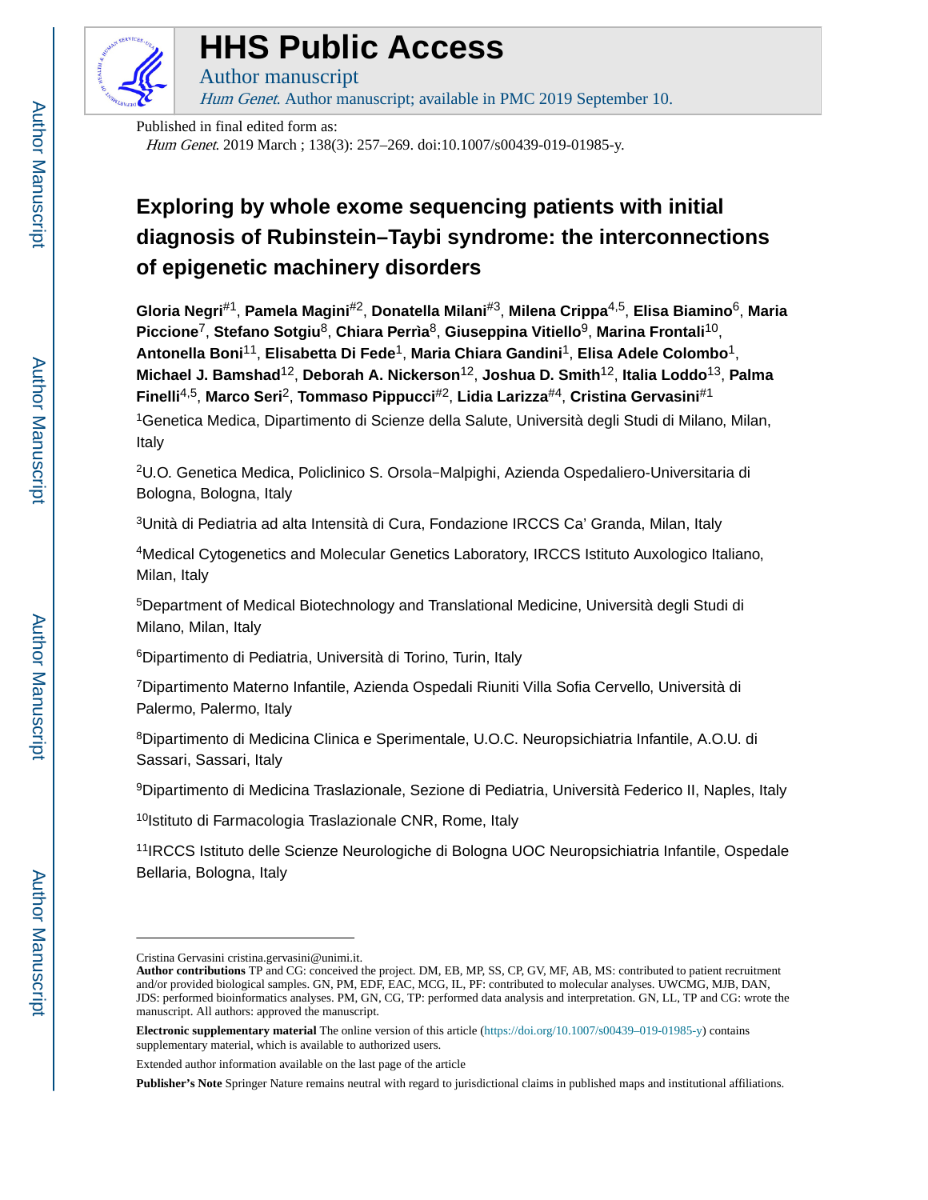# HHS Public Access

Author manuscript

*Hum Genet*. Author manuscript; available in PMC 2019 September 10.

Published in final edited form as:

*Hum Genet*. 2019 March ; 138(3): 257–269. doi:10.1007/s00439-019-01985-y.

# Exploring by whole exome sequencing patients with initial diagnosis of Rubinstein–Taybi syndrome: the interconnections of epigenetic machinery disorders

**Gloria Negri**[#1], **Pamela Magini**[#2], **Donatella Milani**[#3], **Milena Crippa**[4,5], **Elisa Biamino**[6], **Maria Piccione**[7], **Stefano Sotgiu**[8], **Chiara Perrìa**[8], **Giuseppina Vitiello**[9], **Marina Frontali**[10], **Antonella Boni**[11], **Elisabetta Di Fede**[1], **Maria Chiara Gandini**[1], **Elisa Adele Colombo**[1], **Michael J. Bamshad**[12], **Deborah A. Nickerson**[12], **Joshua D. Smith**[12], **Italia Loddo**[13], **Palma Finelli**[4,5], **Marco Seri**[2], **Tommaso Pippucci**[#2], **Lidia Larizza**[#4], **Cristina Gervasini**[#1]

[1]Genetica Medica, Dipartimento di Scienze della Salute, Università degli Studi di Milano, Milan, Italy

[2]U.O. Genetica Medica, Policlinico S. Orsola−Malpighi, Azienda Ospedaliero-Universitaria di Bologna, Bologna, Italy

[3]Unità di Pediatria ad alta Intensità di Cura, Fondazione IRCCS Ca' Granda, Milan, Italy

[4]Medical Cytogenetics and Molecular Genetics Laboratory, IRCCS Istituto Auxologico Italiano, Milan, Italy

[5]Department of Medical Biotechnology and Translational Medicine, Università degli Studi di Milano, Milan, Italy

[6]Dipartimento di Pediatria, Università di Torino, Turin, Italy

[7]Dipartimento Materno Infantile, Azienda Ospedali Riuniti Villa Sofia Cervello, Università di Palermo, Palermo, Italy

[8]Dipartimento di Medicina Clinica e Sperimentale, U.O.C. Neuropsichiatria Infantile, A.O.U. di Sassari, Sassari, Italy

[9]Dipartimento di Medicina Traslazionale, Sezione di Pediatria, Università Federico II, Naples, Italy

[10]Istituto di Farmacologia Traslazionale CNR, Rome, Italy

[11]IRCCS Istituto delle Scienze Neurologiche di Bologna UOC Neuropsichiatria Infantile, Ospedale Bellaria, Bologna, Italy

---

Cristina Gervasini cristina.gervasini@unimi.it.

**Author contributions** TP and CG: conceived the project. DM, EB, MP, SS, CP, GV, MF, AB, MS: contributed to patient recruitment and/or provided biological samples. GN, PM, EDF, EAC, MCG, IL, PF: contributed to molecular analyses. UWCMG, MJB, DAN, JDS: performed bioinformatics analyses. PM, GN, CG, TP: performed data analysis and interpretation. GN, LL, TP and CG: wrote the manuscript. All authors: approved the manuscript.

**Electronic supplementary material** The online version of this article (https://doi.org/10.1007/s00439–019-01985-y) contains supplementary material, which is available to authorized users.

Extended author information available on the last page of the article

**Publisher's Note** Springer Nature remains neutral with regard to jurisdictional claims in published maps and institutional affiliations.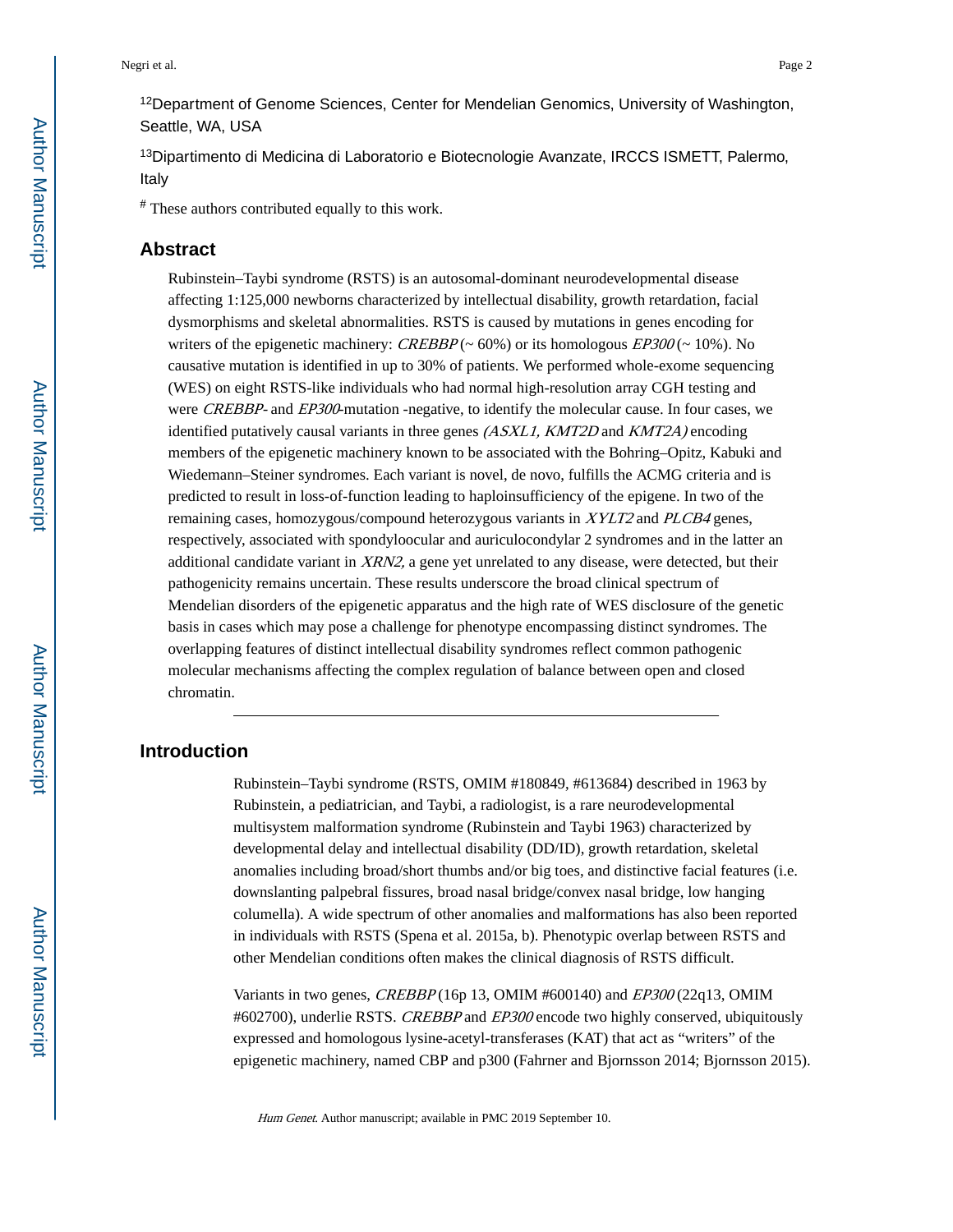[12]Department of Genome Sciences, Center for Mendelian Genomics, University of Washington, Seattle, WA, USA

[13]Dipartimento di Medicina di Laboratorio e Biotecnologie Avanzate, IRCCS ISMETT, Palermo, Italy

[#] These authors contributed equally to this work.

## Abstract

Rubinstein–Taybi syndrome (RSTS) is an autosomal-dominant neurodevelopmental disease affecting 1:125,000 newborns characterized by intellectual disability, growth retardation, facial dysmorphisms and skeletal abnormalities. RSTS is caused by mutations in genes encoding for writers of the epigenetic machinery: *CREBBP* (~ 60%) or its homologous *EP300* (~ 10%). No causative mutation is identified in up to 30% of patients. We performed whole-exome sequencing (WES) on eight RSTS-like individuals who had normal high-resolution array CGH testing and were *CREBBP*- and *EP300*-mutation -negative, to identify the molecular cause. In four cases, we identified putatively causal variants in three genes *(ASXL1, KMT2D* and *KMT2A)* encoding members of the epigenetic machinery known to be associated with the Bohring–Opitz, Kabuki and Wiedemann–Steiner syndromes. Each variant is novel, de novo, fulfills the ACMG criteria and is predicted to result in loss-of-function leading to haploinsufficiency of the epigene. In two of the remaining cases, homozygous/compound heterozygous variants in *XYLT2* and *PLCB4* genes, respectively, associated with spondyloocular and auriculocondylar 2 syndromes and in the latter an additional candidate variant in *XRN2,* a gene yet unrelated to any disease, were detected, but their pathogenicity remains uncertain. These results underscore the broad clinical spectrum of Mendelian disorders of the epigenetic apparatus and the high rate of WES disclosure of the genetic basis in cases which may pose a challenge for phenotype encompassing distinct syndromes. The overlapping features of distinct intellectual disability syndromes reflect common pathogenic molecular mechanisms affecting the complex regulation of balance between open and closed chromatin.

## Introduction

Rubinstein–Taybi syndrome (RSTS, OMIM #180849, #613684) described in 1963 by Rubinstein, a pediatrician, and Taybi, a radiologist, is a rare neurodevelopmental multisystem malformation syndrome (Rubinstein and Taybi 1963) characterized by developmental delay and intellectual disability (DD/ID), growth retardation, skeletal anomalies including broad/short thumbs and/or big toes, and distinctive facial features (i.e. downslanting palpebral fissures, broad nasal bridge/convex nasal bridge, low hanging columella). A wide spectrum of other anomalies and malformations has also been reported in individuals with RSTS (Spena et al. 2015a, b). Phenotypic overlap between RSTS and other Mendelian conditions often makes the clinical diagnosis of RSTS difficult.

Variants in two genes, *CREBBP* (16p 13, OMIM #600140) and *EP300* (22q13, OMIM #602700), underlie RSTS. *CREBBP* and *EP300* encode two highly conserved, ubiquitously expressed and homologous lysine-acetyl-transferases (KAT) that act as "writers" of the epigenetic machinery, named CBP and p300 (Fahrner and Bjornsson 2014; Bjornsson 2015).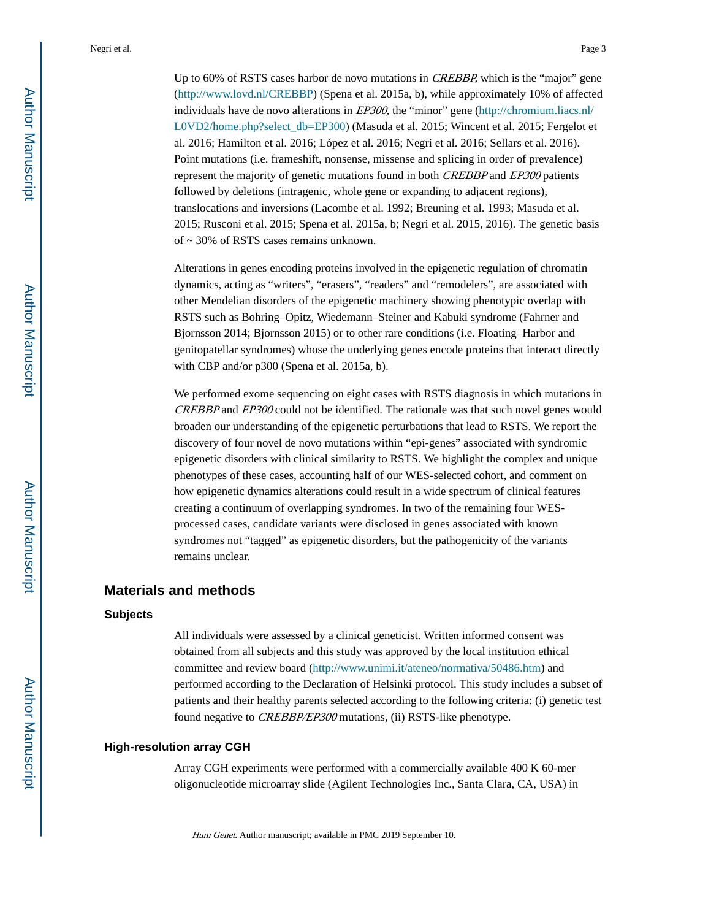Up to 60% of RSTS cases harbor de novo mutations in *CREBBP,* which is the "major" gene (http://www.lovd.nl/CREBBP) (Spena et al. 2015a, b), while approximately 10% of affected individuals have de novo alterations in *EP300,* the "minor" gene (http://chromium.liacs.nl/L0VD2/home.php?select_db=EP300) (Masuda et al. 2015; Wincent et al. 2015; Fergelot et al. 2016; Hamilton et al. 2016; López et al. 2016; Negri et al. 2016; Sellars et al. 2016). Point mutations (i.e. frameshift, nonsense, missense and splicing in order of prevalence) represent the majority of genetic mutations found in both *CREBBP* and *EP300* patients followed by deletions (intragenic, whole gene or expanding to adjacent regions), translocations and inversions (Lacombe et al. 1992; Breuning et al. 1993; Masuda et al. 2015; Rusconi et al. 2015; Spena et al. 2015a, b; Negri et al. 2015, 2016). The genetic basis of ~ 30% of RSTS cases remains unknown.

Alterations in genes encoding proteins involved in the epigenetic regulation of chromatin dynamics, acting as "writers", "erasers", "readers" and "remodelers", are associated with other Mendelian disorders of the epigenetic machinery showing phenotypic overlap with RSTS such as Bohring–Opitz, Wiedemann–Steiner and Kabuki syndrome (Fahrner and Bjornsson 2014; Bjornsson 2015) or to other rare conditions (i.e. Floating–Harbor and genitopatellar syndromes) whose the underlying genes encode proteins that interact directly with CBP and/or p300 (Spena et al. 2015a, b).

We performed exome sequencing on eight cases with RSTS diagnosis in which mutations in *CREBBP* and *EP300* could not be identified. The rationale was that such novel genes would broaden our understanding of the epigenetic perturbations that lead to RSTS. We report the discovery of four novel de novo mutations within "epi-genes" associated with syndromic epigenetic disorders with clinical similarity to RSTS. We highlight the complex and unique phenotypes of these cases, accounting half of our WES-selected cohort, and comment on how epigenetic dynamics alterations could result in a wide spectrum of clinical features creating a continuum of overlapping syndromes. In two of the remaining four WES-processed cases, candidate variants were disclosed in genes associated with known syndromes not "tagged" as epigenetic disorders, but the pathogenicity of the variants remains unclear.

## Materials and methods

### Subjects

All individuals were assessed by a clinical geneticist. Written informed consent was obtained from all subjects and this study was approved by the local institution ethical committee and review board (http://www.unimi.it/ateneo/normativa/50486.htm) and performed according to the Declaration of Helsinki protocol. This study includes a subset of patients and their healthy parents selected according to the following criteria: (i) genetic test found negative to *CREBBP/EP300* mutations, (ii) RSTS-like phenotype.

### High-resolution array CGH

Array CGH experiments were performed with a commercially available 400 K 60-mer oligonucleotide microarray slide (Agilent Technologies Inc., Santa Clara, CA, USA) in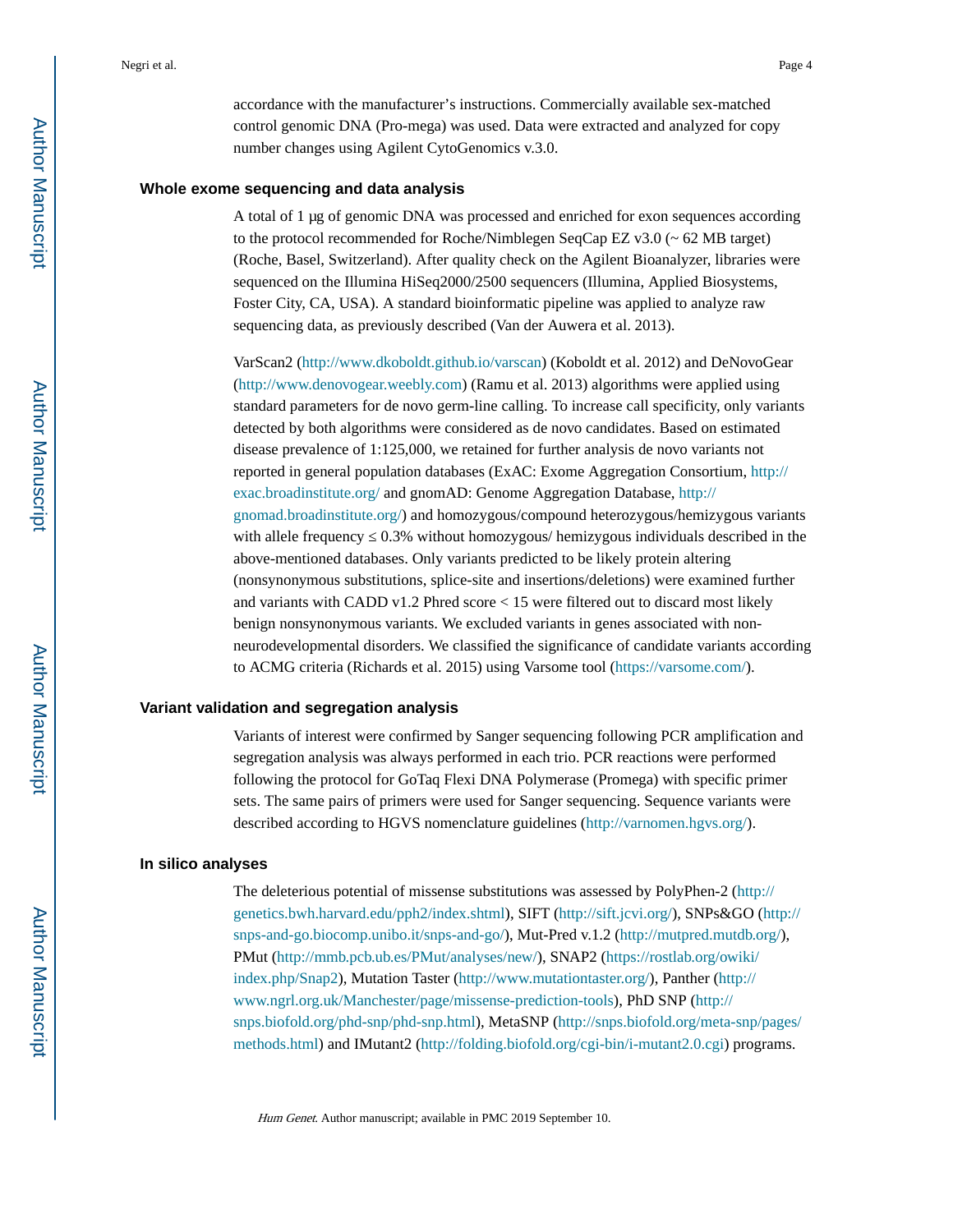accordance with the manufacturer's instructions. Commercially available sex-matched control genomic DNA (Pro-mega) was used. Data were extracted and analyzed for copy number changes using Agilent CytoGenomics v.3.0.

### Whole exome sequencing and data analysis

A total of 1 μg of genomic DNA was processed and enriched for exon sequences according to the protocol recommended for Roche/Nimblegen SeqCap EZ v3.0 (~ 62 MB target) (Roche, Basel, Switzerland). After quality check on the Agilent Bioanalyzer, libraries were sequenced on the Illumina HiSeq2000/2500 sequencers (Illumina, Applied Biosystems, Foster City, CA, USA). A standard bioinformatic pipeline was applied to analyze raw sequencing data, as previously described (Van der Auwera et al. 2013).

VarScan2 (http://www.dkoboldt.github.io/varscan) (Koboldt et al. 2012) and DeNovoGear (http://www.denovogear.weebly.com) (Ramu et al. 2013) algorithms were applied using standard parameters for de novo germ-line calling. To increase call specificity, only variants detected by both algorithms were considered as de novo candidates. Based on estimated disease prevalence of 1:125,000, we retained for further analysis de novo variants not reported in general population databases (ExAC: Exome Aggregation Consortium, http://exac.broadinstitute.org/ and gnomAD: Genome Aggregation Database, http://gnomad.broadinstitute.org/) and homozygous/compound heterozygous/hemizygous variants with allele frequency ≤ 0.3% without homozygous/ hemizygous individuals described in the above-mentioned databases. Only variants predicted to be likely protein altering (nonsynonymous substitutions, splice-site and insertions/deletions) were examined further and variants with CADD v1.2 Phred score < 15 were filtered out to discard most likely benign nonsynonymous variants. We excluded variants in genes associated with non-neurodevelopmental disorders. We classified the significance of candidate variants according to ACMG criteria (Richards et al. 2015) using Varsome tool (https://varsome.com/).

### Variant validation and segregation analysis

Variants of interest were confirmed by Sanger sequencing following PCR amplification and segregation analysis was always performed in each trio. PCR reactions were performed following the protocol for GoTaq Flexi DNA Polymerase (Promega) with specific primer sets. The same pairs of primers were used for Sanger sequencing. Sequence variants were described according to HGVS nomenclature guidelines (http://varnomen.hgvs.org/).

### In silico analyses

The deleterious potential of missense substitutions was assessed by PolyPhen-2 (http://genetics.bwh.harvard.edu/pph2/index.shtml), SIFT (http://sift.jcvi.org/), SNPs&GO (http://snps-and-go.biocomp.unibo.it/snps-and-go/), Mut-Pred v.1.2 (http://mutpred.mutdb.org/), PMut (http://mmb.pcb.ub.es/PMut/analyses/new/), SNAP2 (https://rostlab.org/owiki/index.php/Snap2), Mutation Taster (http://www.mutationtaster.org/), Panther (http://www.ngrl.org.uk/Manchester/page/missense-prediction-tools), PhD SNP (http://snps.biofold.org/phd-snp/phd-snp.html), MetaSNP (http://snps.biofold.org/meta-snp/pages/methods.html) and IMutant2 (http://folding.biofold.org/cgi-bin/i-mutant2.0.cgi) programs.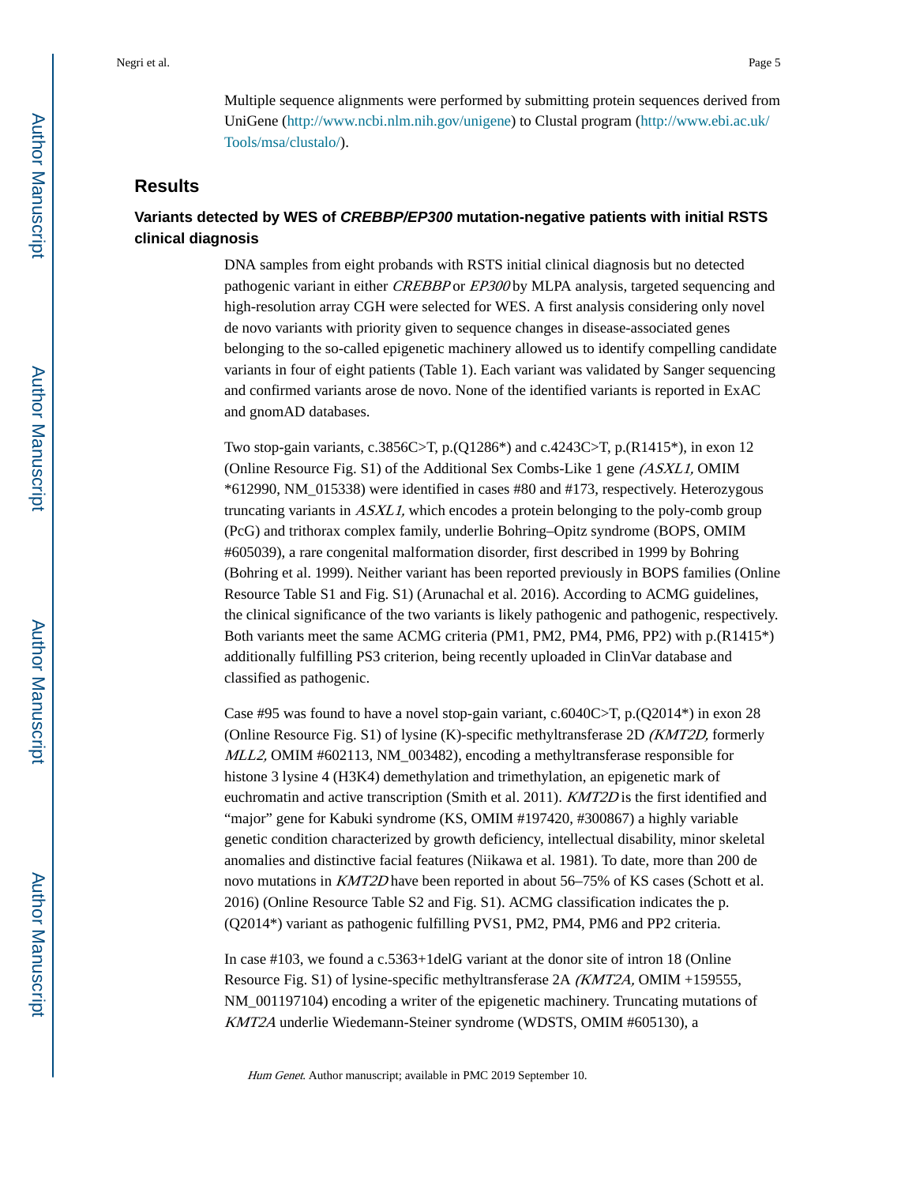Multiple sequence alignments were performed by submitting protein sequences derived from UniGene (http://www.ncbi.nlm.nih.gov/unigene) to Clustal program (http://www.ebi.ac.uk/Tools/msa/clustalo/).

## Results

### Variants detected by WES of *CREBBP/EP300* mutation-negative patients with initial RSTS clinical diagnosis

DNA samples from eight probands with RSTS initial clinical diagnosis but no detected pathogenic variant in either *CREBBP* or *EP300* by MLPA analysis, targeted sequencing and high-resolution array CGH were selected for WES. A first analysis considering only novel de novo variants with priority given to sequence changes in disease-associated genes belonging to the so-called epigenetic machinery allowed us to identify compelling candidate variants in four of eight patients (Table 1). Each variant was validated by Sanger sequencing and confirmed variants arose de novo. None of the identified variants is reported in ExAC and gnomAD databases.

Two stop-gain variants, c.3856C>T, p.(Q1286*) and c.4243C>T, p.(R1415*), in exon 12 (Online Resource Fig. S1) of the Additional Sex Combs-Like 1 gene *(ASXL1,* OMIM *612990, NM_015338) were identified in cases #80 and #173, respectively. Heterozygous truncating variants in *ASXL1,* which encodes a protein belonging to the poly-comb group (PcG) and trithorax complex family, underlie Bohring–Opitz syndrome (BOPS, OMIM #605039), a rare congenital malformation disorder, first described in 1999 by Bohring (Bohring et al. 1999). Neither variant has been reported previously in BOPS families (Online Resource Table S1 and Fig. S1) (Arunachal et al. 2016). According to ACMG guidelines, the clinical significance of the two variants is likely pathogenic and pathogenic, respectively. Both variants meet the same ACMG criteria (PM1, PM2, PM4, PM6, PP2) with p.(R1415*) additionally fulfilling PS3 criterion, being recently uploaded in ClinVar database and classified as pathogenic.

Case #95 was found to have a novel stop-gain variant, c.6040C>T, p.(Q2014*) in exon 28 (Online Resource Fig. S1) of lysine (K)-specific methyltransferase 2D *(KMT2D,* formerly *MLL2,* OMIM #602113, NM_003482), encoding a methyltransferase responsible for histone 3 lysine 4 (H3K4) demethylation and trimethylation, an epigenetic mark of euchromatin and active transcription (Smith et al. 2011). *KMT2D* is the first identified and "major" gene for Kabuki syndrome (KS, OMIM #197420, #300867) a highly variable genetic condition characterized by growth deficiency, intellectual disability, minor skeletal anomalies and distinctive facial features (Niikawa et al. 1981). To date, more than 200 de novo mutations in *KMT2D* have been reported in about 56–75% of KS cases (Schott et al. 2016) (Online Resource Table S2 and Fig. S1). ACMG classification indicates the p.(Q2014*) variant as pathogenic fulfilling PVS1, PM2, PM4, PM6 and PP2 criteria.

In case #103, we found a c.5363+1delG variant at the donor site of intron 18 (Online Resource Fig. S1) of lysine-specific methyltransferase 2A *(KMT2A,* OMIM +159555, NM_001197104) encoding a writer of the epigenetic machinery. Truncating mutations of *KMT2A* underlie Wiedemann-Steiner syndrome (WDSTS, OMIM #605130), a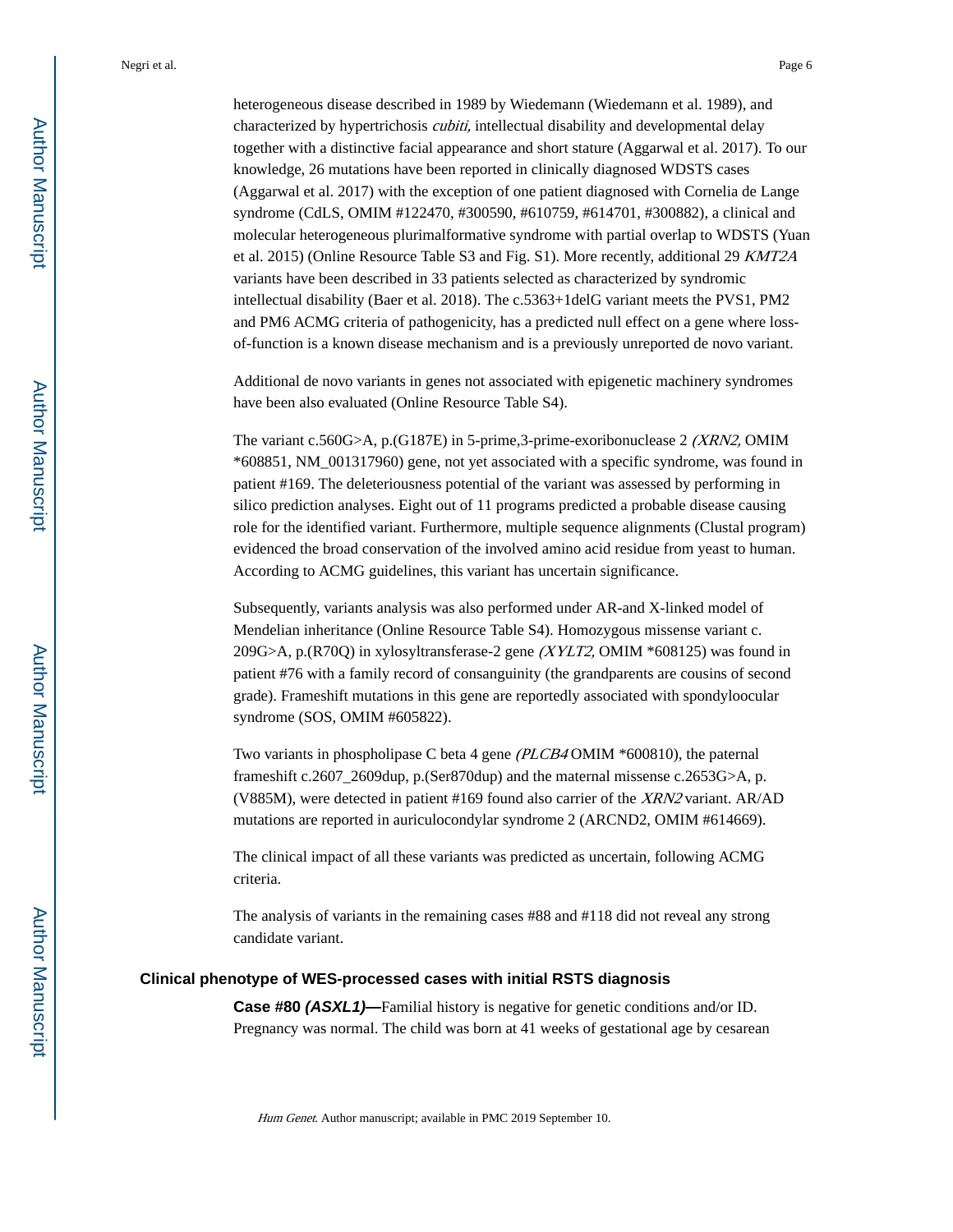heterogeneous disease described in 1989 by Wiedemann (Wiedemann et al. 1989), and characterized by hypertrichosis *cubiti,* intellectual disability and developmental delay together with a distinctive facial appearance and short stature (Aggarwal et al. 2017). To our knowledge, 26 mutations have been reported in clinically diagnosed WDSTS cases (Aggarwal et al. 2017) with the exception of one patient diagnosed with Cornelia de Lange syndrome (CdLS, OMIM #122470, #300590, #610759, #614701, #300882), a clinical and molecular heterogeneous plurimalformative syndrome with partial overlap to WDSTS (Yuan et al. 2015) (Online Resource Table S3 and Fig. S1). More recently, additional 29 *KMT2A* variants have been described in 33 patients selected as characterized by syndromic intellectual disability (Baer et al. 2018). The c.5363+1delG variant meets the PVS1, PM2 and PM6 ACMG criteria of pathogenicity, has a predicted null effect on a gene where loss-of-function is a known disease mechanism and is a previously unreported de novo variant.

Additional de novo variants in genes not associated with epigenetic machinery syndromes have been also evaluated (Online Resource Table S4).

The variant c.560G>A, p.(G187E) in 5-prime,3-prime-exoribonuclease 2 *(XRN2,* OMIM *608851, NM_001317960) gene, not yet associated with a specific syndrome, was found in patient #169. The deleteriousness potential of the variant was assessed by performing in silico prediction analyses. Eight out of 11 programs predicted a probable disease causing role for the identified variant. Furthermore, multiple sequence alignments (Clustal program) evidenced the broad conservation of the involved amino acid residue from yeast to human. According to ACMG guidelines, this variant has uncertain significance.

Subsequently, variants analysis was also performed under AR-and X-linked model of Mendelian inheritance (Online Resource Table S4). Homozygous missense variant c. 209G>A, p.(R70Q) in xylosyltransferase-2 gene *(XYLT2,* OMIM *608125) was found in patient #76 with a family record of consanguinity (the grandparents are cousins of second grade). Frameshift mutations in this gene are reportedly associated with spondyloocular syndrome (SOS, OMIM #605822).

Two variants in phospholipase C beta 4 gene *(PLCB4* OMIM *600810), the paternal frameshift c.2607_2609dup, p.(Ser870dup) and the maternal missense c.2653G>A, p.(V885M), were detected in patient #169 found also carrier of the *XRN2* variant. AR/AD mutations are reported in auriculocondylar syndrome 2 (ARCND2, OMIM #614669).

The clinical impact of all these variants was predicted as uncertain, following ACMG criteria.

The analysis of variants in the remaining cases #88 and #118 did not reveal any strong candidate variant.

## Clinical phenotype of WES-processed cases with initial RSTS diagnosis

**Case #80 *(ASXL1)*—**Familial history is negative for genetic conditions and/or ID. Pregnancy was normal. The child was born at 41 weeks of gestational age by cesarean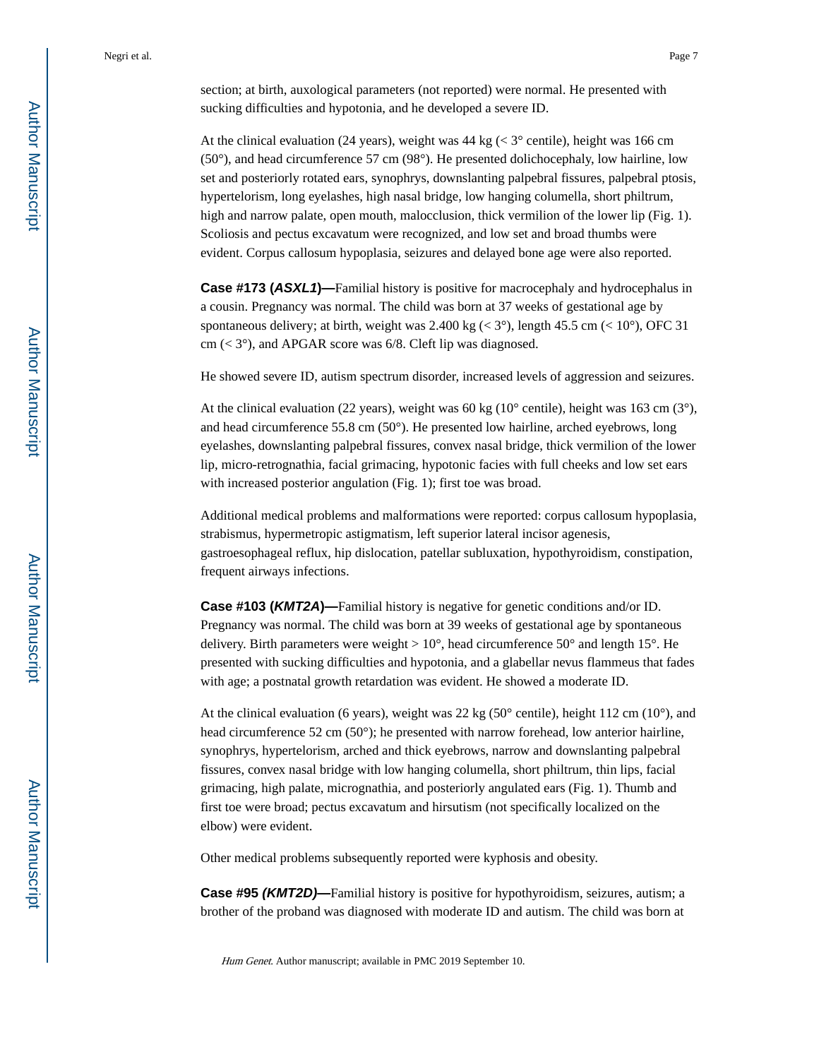section; at birth, auxological parameters (not reported) were normal. He presented with sucking difficulties and hypotonia, and he developed a severe ID.

At the clinical evaluation (24 years), weight was 44 kg (< 3° centile), height was 166 cm (50°), and head circumference 57 cm (98°). He presented dolichocephaly, low hairline, low set and posteriorly rotated ears, synophrys, downslanting palpebral fissures, palpebral ptosis, hypertelorism, long eyelashes, high nasal bridge, low hanging columella, short philtrum, high and narrow palate, open mouth, malocclusion, thick vermilion of the lower lip (Fig. 1). Scoliosis and pectus excavatum were recognized, and low set and broad thumbs were evident. Corpus callosum hypoplasia, seizures and delayed bone age were also reported.

**Case #173 (*ASXL1*)—**Familial history is positive for macrocephaly and hydrocephalus in a cousin. Pregnancy was normal. The child was born at 37 weeks of gestational age by spontaneous delivery; at birth, weight was 2.400 kg (< 3°), length 45.5 cm (< 10°), OFC 31 cm (< 3°), and APGAR score was 6/8. Cleft lip was diagnosed.

He showed severe ID, autism spectrum disorder, increased levels of aggression and seizures.

At the clinical evaluation (22 years), weight was 60 kg (10° centile), height was 163 cm (3°), and head circumference 55.8 cm (50°). He presented low hairline, arched eyebrows, long eyelashes, downslanting palpebral fissures, convex nasal bridge, thick vermilion of the lower lip, micro-retrognathia, facial grimacing, hypotonic facies with full cheeks and low set ears with increased posterior angulation (Fig. 1); first toe was broad.

Additional medical problems and malformations were reported: corpus callosum hypoplasia, strabismus, hypermetropic astigmatism, left superior lateral incisor agenesis, gastroesophageal reflux, hip dislocation, patellar subluxation, hypothyroidism, constipation, frequent airways infections.

**Case #103 (*KMT2A*)—**Familial history is negative for genetic conditions and/or ID. Pregnancy was normal. The child was born at 39 weeks of gestational age by spontaneous delivery. Birth parameters were weight > 10°, head circumference 50° and length 15°. He presented with sucking difficulties and hypotonia, and a glabellar nevus flammeus that fades with age; a postnatal growth retardation was evident. He showed a moderate ID.

At the clinical evaluation (6 years), weight was 22 kg (50° centile), height 112 cm (10°), and head circumference 52 cm (50°); he presented with narrow forehead, low anterior hairline, synophrys, hypertelorism, arched and thick eyebrows, narrow and downslanting palpebral fissures, convex nasal bridge with low hanging columella, short philtrum, thin lips, facial grimacing, high palate, micrognathia, and posteriorly angulated ears (Fig. 1). Thumb and first toe were broad; pectus excavatum and hirsutism (not specifically localized on the elbow) were evident.

Other medical problems subsequently reported were kyphosis and obesity.

**Case #95 *(KMT2D)*—**Familial history is positive for hypothyroidism, seizures, autism; a brother of the proband was diagnosed with moderate ID and autism. The child was born at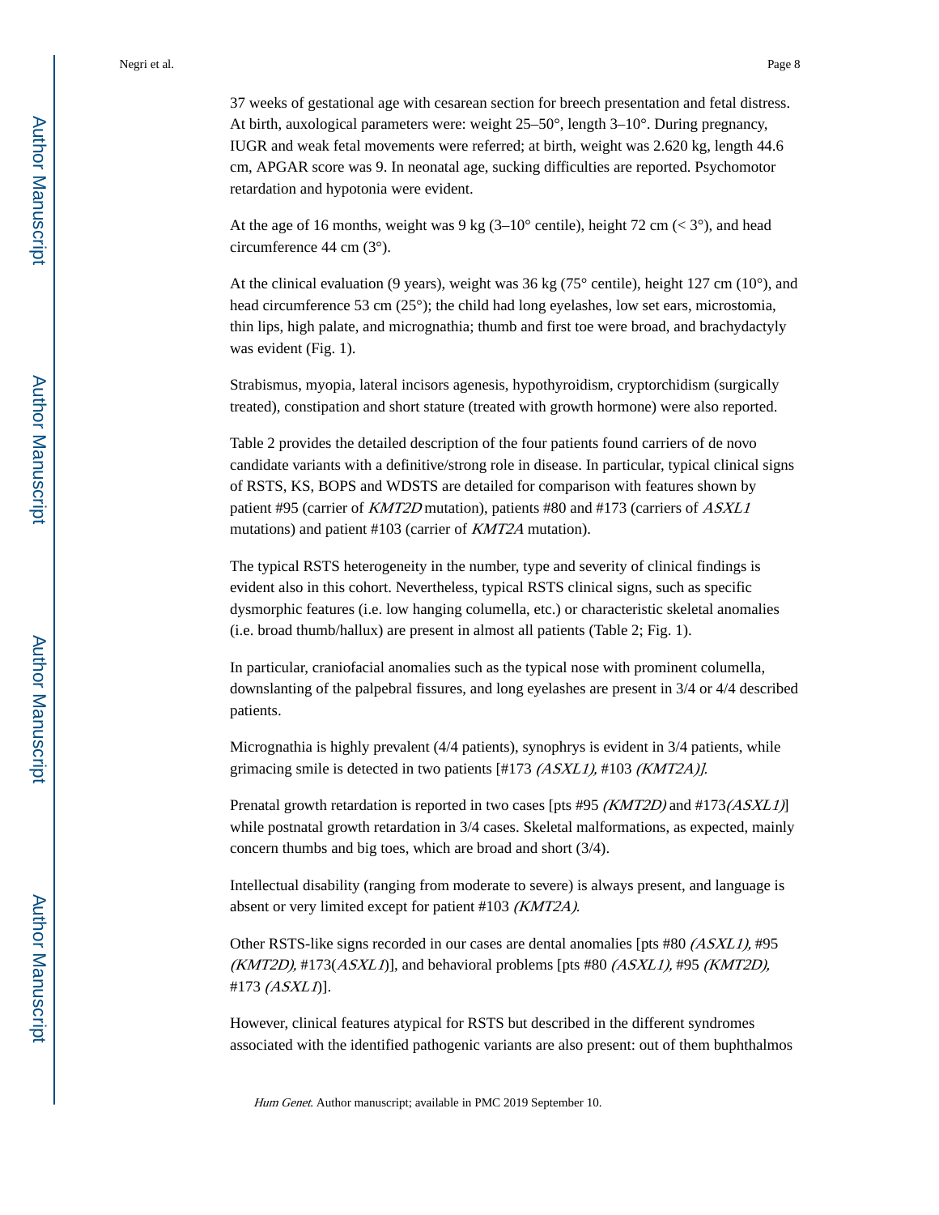37 weeks of gestational age with cesarean section for breech presentation and fetal distress. At birth, auxological parameters were: weight 25–50°, length 3–10°. During pregnancy, IUGR and weak fetal movements were referred; at birth, weight was 2.620 kg, length 44.6 cm, APGAR score was 9. In neonatal age, sucking difficulties are reported. Psychomotor retardation and hypotonia were evident.

At the age of 16 months, weight was 9 kg (3–10° centile), height 72 cm (< 3°), and head circumference 44 cm (3°).

At the clinical evaluation (9 years), weight was 36 kg (75° centile), height 127 cm (10°), and head circumference 53 cm (25°); the child had long eyelashes, low set ears, microstomia, thin lips, high palate, and micrognathia; thumb and first toe were broad, and brachydactyly was evident (Fig. 1).

Strabismus, myopia, lateral incisors agenesis, hypothyroidism, cryptorchidism (surgically treated), constipation and short stature (treated with growth hormone) were also reported.

Table 2 provides the detailed description of the four patients found carriers of de novo candidate variants with a definitive/strong role in disease. In particular, typical clinical signs of RSTS, KS, BOPS and WDSTS are detailed for comparison with features shown by patient #95 (carrier of *KMT2D* mutation), patients #80 and #173 (carriers of *ASXL1* mutations) and patient #103 (carrier of *KMT2A* mutation).

The typical RSTS heterogeneity in the number, type and severity of clinical findings is evident also in this cohort. Nevertheless, typical RSTS clinical signs, such as specific dysmorphic features (i.e. low hanging columella, etc.) or characteristic skeletal anomalies (i.e. broad thumb/hallux) are present in almost all patients (Table 2; Fig. 1).

In particular, craniofacial anomalies such as the typical nose with prominent columella, downslanting of the palpebral fissures, and long eyelashes are present in 3/4 or 4/4 described patients.

Micrognathia is highly prevalent (4/4 patients), synophrys is evident in 3/4 patients, while grimacing smile is detected in two patients [#173 *(ASXL1),* #103 *(KMT2A)].*

Prenatal growth retardation is reported in two cases [pts #95 *(KMT2D)* and #173*(ASXL1)*] while postnatal growth retardation in 3/4 cases. Skeletal malformations, as expected, mainly concern thumbs and big toes, which are broad and short (3/4).

Intellectual disability (ranging from moderate to severe) is always present, and language is absent or very limited except for patient #103 *(KMT2A).*

Other RSTS-like signs recorded in our cases are dental anomalies [pts #80 *(ASXL1),* #95 *(KMT2D),* #173(*ASXL1*)], and behavioral problems [pts #80 *(ASXL1),* #95 *(KMT2D),* #173 *(ASXL1*)].

However, clinical features atypical for RSTS but described in the different syndromes associated with the identified pathogenic variants are also present: out of them buphthalmos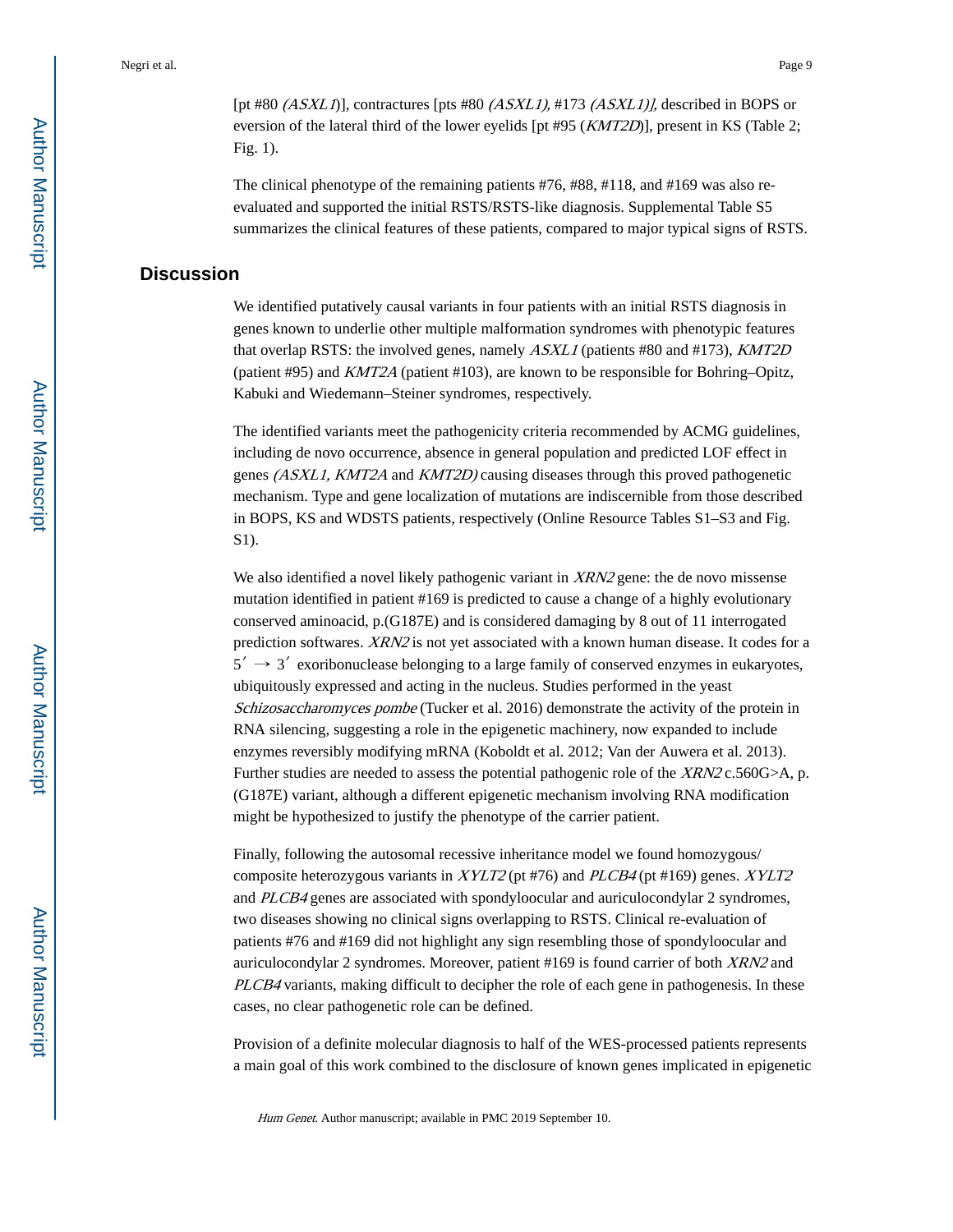[pt #80 *(ASXL1*)], contractures [pts #80 *(ASXL1),* #173 *(ASXL1)],* described in BOPS or eversion of the lateral third of the lower eyelids [pt #95 (*KMT2D*)], present in KS (Table 2; Fig. 1).

The clinical phenotype of the remaining patients #76, #88, #118, and #169 was also re-evaluated and supported the initial RSTS/RSTS-like diagnosis. Supplemental Table S5 summarizes the clinical features of these patients, compared to major typical signs of RSTS.

## Discussion

We identified putatively causal variants in four patients with an initial RSTS diagnosis in genes known to underlie other multiple malformation syndromes with phenotypic features that overlap RSTS: the involved genes, namely *ASXL1* (patients #80 and #173), *KMT2D* (patient #95) and *KMT2A* (patient #103), are known to be responsible for Bohring–Opitz, Kabuki and Wiedemann–Steiner syndromes, respectively.

The identified variants meet the pathogenicity criteria recommended by ACMG guidelines, including de novo occurrence, absence in general population and predicted LOF effect in genes *(ASXL1, KMT2A* and *KMT2D)* causing diseases through this proved pathogenetic mechanism. Type and gene localization of mutations are indiscernible from those described in BOPS, KS and WDSTS patients, respectively (Online Resource Tables S1–S3 and Fig. S1).

We also identified a novel likely pathogenic variant in *XRN2* gene: the de novo missense mutation identified in patient #169 is predicted to cause a change of a highly evolutionary conserved aminoacid, p.(G187E) and is considered damaging by 8 out of 11 interrogated prediction softwares. *XRN2* is not yet associated with a known human disease. It codes for a $5' \rightarrow 3'$ exoribonuclease belonging to a large family of conserved enzymes in eukaryotes, ubiquitously expressed and acting in the nucleus. Studies performed in the yeast *Schizosaccharomyces pombe* (Tucker et al. 2016) demonstrate the activity of the protein in RNA silencing, suggesting a role in the epigenetic machinery, now expanded to include enzymes reversibly modifying mRNA (Koboldt et al. 2012; Van der Auwera et al. 2013). Further studies are needed to assess the potential pathogenic role of the *XRN2* c.560G>A, p.(G187E) variant, although a different epigenetic mechanism involving RNA modification might be hypothesized to justify the phenotype of the carrier patient.

Finally, following the autosomal recessive inheritance model we found homozygous/composite heterozygous variants in *XYLT2* (pt #76) and *PLCB4* (pt #169) genes. *XYLT2* and *PLCB4* genes are associated with spondyloocular and auriculocondylar 2 syndromes, two diseases showing no clinical signs overlapping to RSTS. Clinical re-evaluation of patients #76 and #169 did not highlight any sign resembling those of spondyloocular and auriculocondylar 2 syndromes. Moreover, patient #169 is found carrier of both *XRN2* and *PLCB4* variants, making difficult to decipher the role of each gene in pathogenesis. In these cases, no clear pathogenetic role can be defined.

Provision of a definite molecular diagnosis to half of the WES-processed patients represents a main goal of this work combined to the disclosure of known genes implicated in epigenetic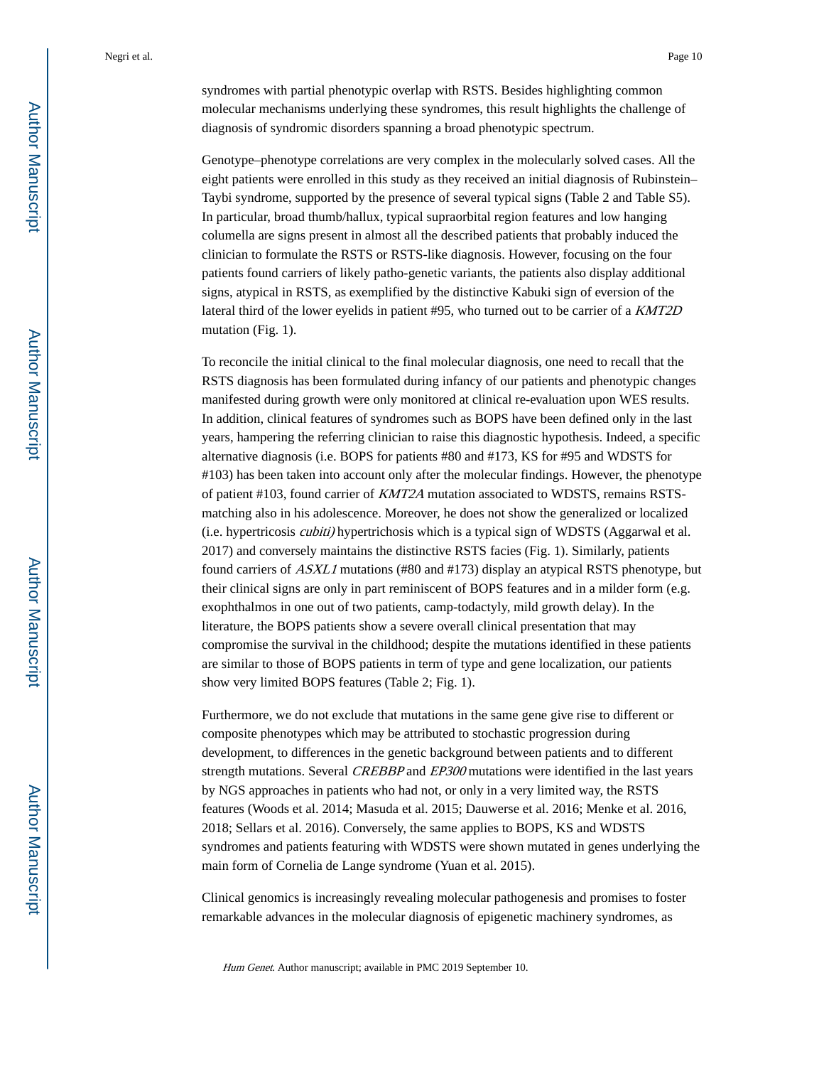syndromes with partial phenotypic overlap with RSTS. Besides highlighting common molecular mechanisms underlying these syndromes, this result highlights the challenge of diagnosis of syndromic disorders spanning a broad phenotypic spectrum.

Genotype–phenotype correlations are very complex in the molecularly solved cases. All the eight patients were enrolled in this study as they received an initial diagnosis of Rubinstein–Taybi syndrome, supported by the presence of several typical signs (Table 2 and Table S5). In particular, broad thumb/hallux, typical supraorbital region features and low hanging columella are signs present in almost all the described patients that probably induced the clinician to formulate the RSTS or RSTS-like diagnosis. However, focusing on the four patients found carriers of likely patho-genetic variants, the patients also display additional signs, atypical in RSTS, as exemplified by the distinctive Kabuki sign of eversion of the lateral third of the lower eyelids in patient #95, who turned out to be carrier of a *KMT2D* mutation (Fig. 1).

To reconcile the initial clinical to the final molecular diagnosis, one need to recall that the RSTS diagnosis has been formulated during infancy of our patients and phenotypic changes manifested during growth were only monitored at clinical re-evaluation upon WES results. In addition, clinical features of syndromes such as BOPS have been defined only in the last years, hampering the referring clinician to raise this diagnostic hypothesis. Indeed, a specific alternative diagnosis (i.e. BOPS for patients #80 and #173, KS for #95 and WDSTS for #103) has been taken into account only after the molecular findings. However, the phenotype of patient #103, found carrier of *KMT2A* mutation associated to WDSTS, remains RSTS-matching also in his adolescence. Moreover, he does not show the generalized or localized (i.e. hypertricosis *cubiti)* hypertrichosis which is a typical sign of WDSTS (Aggarwal et al. 2017) and conversely maintains the distinctive RSTS facies (Fig. 1). Similarly, patients found carriers of *ASXL1* mutations (#80 and #173) display an atypical RSTS phenotype, but their clinical signs are only in part reminiscent of BOPS features and in a milder form (e.g. exophthalmos in one out of two patients, camp-todactyly, mild growth delay). In the literature, the BOPS patients show a severe overall clinical presentation that may compromise the survival in the childhood; despite the mutations identified in these patients are similar to those of BOPS patients in term of type and gene localization, our patients show very limited BOPS features (Table 2; Fig. 1).

Furthermore, we do not exclude that mutations in the same gene give rise to different or composite phenotypes which may be attributed to stochastic progression during development, to differences in the genetic background between patients and to different strength mutations. Several *CREBBP* and *EP300* mutations were identified in the last years by NGS approaches in patients who had not, or only in a very limited way, the RSTS features (Woods et al. 2014; Masuda et al. 2015; Dauwerse et al. 2016; Menke et al. 2016, 2018; Sellars et al. 2016). Conversely, the same applies to BOPS, KS and WDSTS syndromes and patients featuring with WDSTS were shown mutated in genes underlying the main form of Cornelia de Lange syndrome (Yuan et al. 2015).

Clinical genomics is increasingly revealing molecular pathogenesis and promises to foster remarkable advances in the molecular diagnosis of epigenetic machinery syndromes, as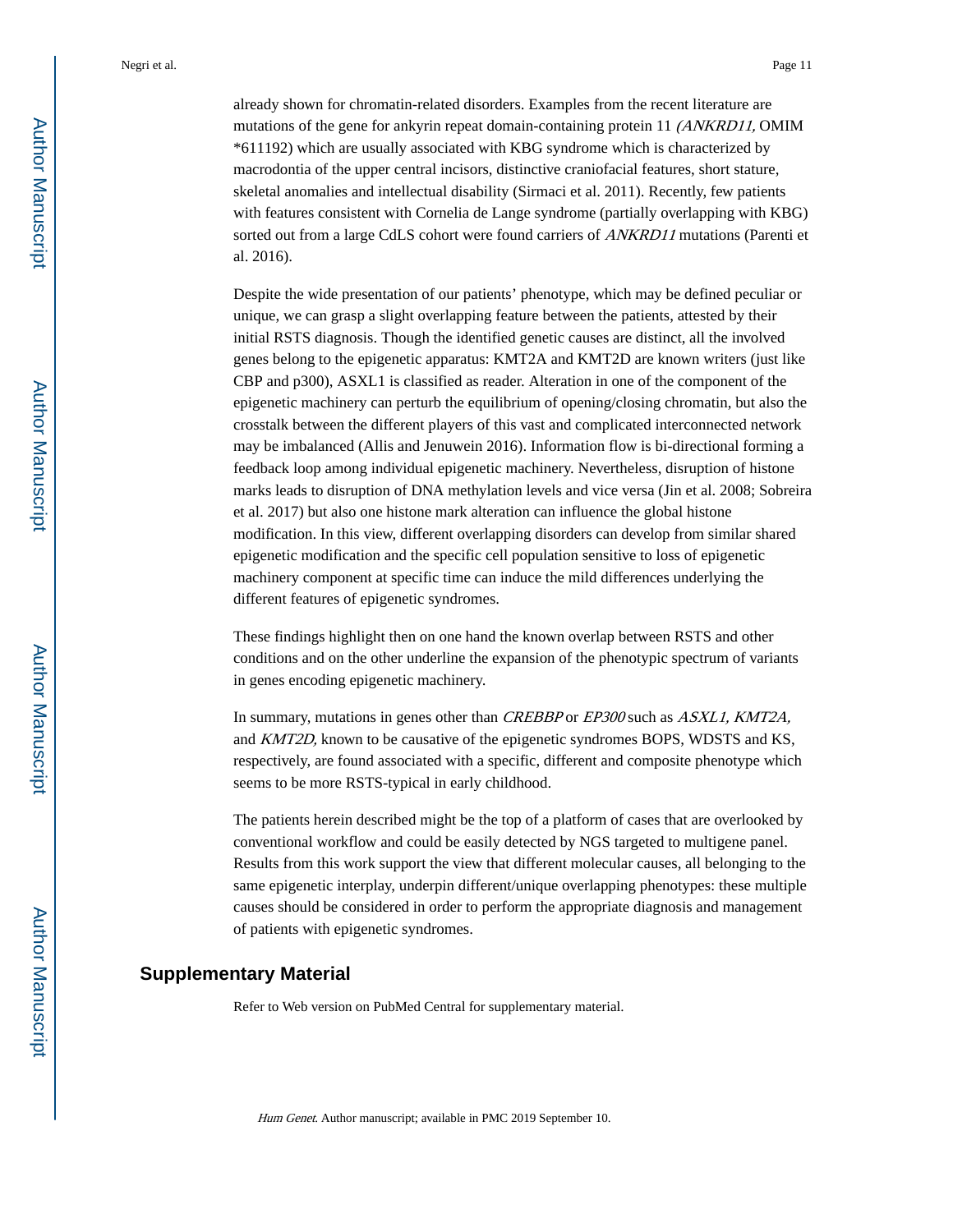already shown for chromatin-related disorders. Examples from the recent literature are mutations of the gene for ankyrin repeat domain-containing protein 11 *(ANKRD11,* OMIM *611192) which are usually associated with KBG syndrome which is characterized by macrodontia of the upper central incisors, distinctive craniofacial features, short stature, skeletal anomalies and intellectual disability (Sirmaci et al. 2011). Recently, few patients with features consistent with Cornelia de Lange syndrome (partially overlapping with KBG) sorted out from a large CdLS cohort were found carriers of *ANKRD11* mutations (Parenti et al. 2016).

Despite the wide presentation of our patients' phenotype, which may be defined peculiar or unique, we can grasp a slight overlapping feature between the patients, attested by their initial RSTS diagnosis. Though the identified genetic causes are distinct, all the involved genes belong to the epigenetic apparatus: KMT2A and KMT2D are known writers (just like CBP and p300), ASXL1 is classified as reader. Alteration in one of the component of the epigenetic machinery can perturb the equilibrium of opening/closing chromatin, but also the crosstalk between the different players of this vast and complicated interconnected network may be imbalanced (Allis and Jenuwein 2016). Information flow is bi-directional forming a feedback loop among individual epigenetic machinery. Nevertheless, disruption of histone marks leads to disruption of DNA methylation levels and vice versa (Jin et al. 2008; Sobreira et al. 2017) but also one histone mark alteration can influence the global histone modification. In this view, different overlapping disorders can develop from similar shared epigenetic modification and the specific cell population sensitive to loss of epigenetic machinery component at specific time can induce the mild differences underlying the different features of epigenetic syndromes.

These findings highlight then on one hand the known overlap between RSTS and other conditions and on the other underline the expansion of the phenotypic spectrum of variants in genes encoding epigenetic machinery.

In summary, mutations in genes other than *CREBBP* or *EP300* such as *ASXL1, KMT2A,* and *KMT2D,* known to be causative of the epigenetic syndromes BOPS, WDSTS and KS, respectively, are found associated with a specific, different and composite phenotype which seems to be more RSTS-typical in early childhood.

The patients herein described might be the top of a platform of cases that are overlooked by conventional workflow and could be easily detected by NGS targeted to multigene panel. Results from this work support the view that different molecular causes, all belonging to the same epigenetic interplay, underpin different/unique overlapping phenotypes: these multiple causes should be considered in order to perform the appropriate diagnosis and management of patients with epigenetic syndromes.

## Supplementary Material

Refer to Web version on PubMed Central for supplementary material.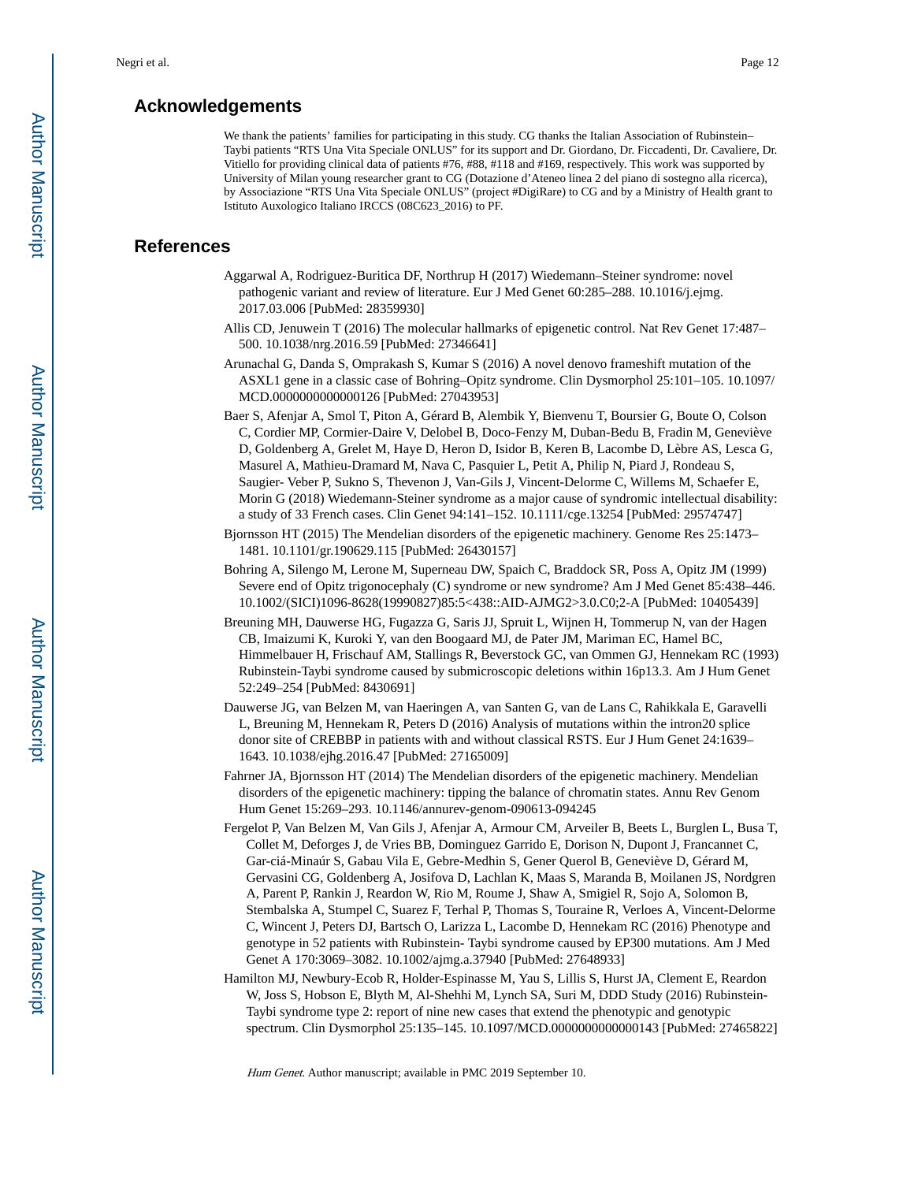## Acknowledgements

We thank the patients' families for participating in this study. CG thanks the Italian Association of Rubinstein–Taybi patients "RTS Una Vita Speciale ONLUS" for its support and Dr. Giordano, Dr. Ficcadenti, Dr. Cavaliere, Dr. Vitiello for providing clinical data of patients #76, #88, #118 and #169, respectively. This work was supported by University of Milan young researcher grant to CG (Dotazione d'Ateneo linea 2 del piano di sostegno alla ricerca), by Associazione "RTS Una Vita Speciale ONLUS" (project #DigiRare) to CG and by a Ministry of Health grant to Istituto Auxologico Italiano IRCCS (08C623_2016) to PF.

## References

Aggarwal A, Rodriguez-Buritica DF, Northrup H (2017) Wiedemann–Steiner syndrome: novel pathogenic variant and review of literature. Eur J Med Genet 60:285–288. 10.1016/j.ejmg.2017.03.006 [PubMed: 28359930]

Allis CD, Jenuwein T (2016) The molecular hallmarks of epigenetic control. Nat Rev Genet 17:487–500. 10.1038/nrg.2016.59 [PubMed: 27346641]

Arunachal G, Danda S, Omprakash S, Kumar S (2016) A novel denovo frameshift mutation of the ASXL1 gene in a classic case of Bohring–Opitz syndrome. Clin Dysmorphol 25:101–105. 10.1097/MCD.0000000000000126 [PubMed: 27043953]

Baer S, Afenjar A, Smol T, Piton A, Gérard B, Alembik Y, Bienvenu T, Boursier G, Boute O, Colson C, Cordier MP, Cormier-Daire V, Delobel B, Doco-Fenzy M, Duban-Bedu B, Fradin M, Geneviève D, Goldenberg A, Grelet M, Haye D, Heron D, Isidor B, Keren B, Lacombe D, Lèbre AS, Lesca G, Masurel A, Mathieu-Dramard M, Nava C, Pasquier L, Petit A, Philip N, Piard J, Rondeau S, Saugier- Veber P, Sukno S, Thevenon J, Van-Gils J, Vincent-Delorme C, Willems M, Schaefer E, Morin G (2018) Wiedemann-Steiner syndrome as a major cause of syndromic intellectual disability: a study of 33 French cases. Clin Genet 94:141–152. 10.1111/cge.13254 [PubMed: 29574747]

Bjornsson HT (2015) The Mendelian disorders of the epigenetic machinery. Genome Res 25:1473–1481. 10.1101/gr.190629.115 [PubMed: 26430157]

Bohring A, Silengo M, Lerone M, Superneau DW, Spaich C, Braddock SR, Poss A, Opitz JM (1999) Severe end of Opitz trigonocephaly (C) syndrome or new syndrome? Am J Med Genet 85:438–446. 10.1002/(SICI)1096-8628(19990827)85:5<438::AID-AJMG2>3.0.C0;2-A [PubMed: 10405439]

Breuning MH, Dauwerse HG, Fugazza G, Saris JJ, Spruit L, Wijnen H, Tommerup N, van der Hagen CB, Imaizumi K, Kuroki Y, van den Boogaard MJ, de Pater JM, Mariman EC, Hamel BC, Himmelbauer H, Frischauf AM, Stallings R, Beverstock GC, van Ommen GJ, Hennekam RC (1993) Rubinstein-Taybi syndrome caused by submicroscopic deletions within 16p13.3. Am J Hum Genet 52:249–254 [PubMed: 8430691]

Dauwerse JG, van Belzen M, van Haeringen A, van Santen G, van de Lans C, Rahikkala E, Garavelli L, Breuning M, Hennekam R, Peters D (2016) Analysis of mutations within the intron20 splice donor site of CREBBP in patients with and without classical RSTS. Eur J Hum Genet 24:1639–1643. 10.1038/ejhg.2016.47 [PubMed: 27165009]

Fahrner JA, Bjornsson HT (2014) The Mendelian disorders of the epigenetic machinery. Mendelian disorders of the epigenetic machinery: tipping the balance of chromatin states. Annu Rev Genom Hum Genet 15:269–293. 10.1146/annurev-genom-090613-094245

Fergelot P, Van Belzen M, Van Gils J, Afenjar A, Armour CM, Arveiler B, Beets L, Burglen L, Busa T, Collet M, Deforges J, de Vries BB, Dominguez Garrido E, Dorison N, Dupont J, Francannet C, Gar-ciá-Minaúr S, Gabau Vila E, Gebre-Medhin S, Gener Querol B, Geneviève D, Gérard M, Gervasini CG, Goldenberg A, Josifova D, Lachlan K, Maas S, Maranda B, Moilanen JS, Nordgren A, Parent P, Rankin J, Reardon W, Rio M, Roume J, Shaw A, Smigiel R, Sojo A, Solomon B, Stembalska A, Stumpel C, Suarez F, Terhal P, Thomas S, Touraine R, Verloes A, Vincent-Delorme C, Wincent J, Peters DJ, Bartsch O, Larizza L, Lacombe D, Hennekam RC (2016) Phenotype and genotype in 52 patients with Rubinstein- Taybi syndrome caused by EP300 mutations. Am J Med Genet A 170:3069–3082. 10.1002/ajmg.a.37940 [PubMed: 27648933]

Hamilton MJ, Newbury-Ecob R, Holder-Espinasse M, Yau S, Lillis S, Hurst JA, Clement E, Reardon W, Joss S, Hobson E, Blyth M, Al-Shehhi M, Lynch SA, Suri M, DDD Study (2016) Rubinstein-Taybi syndrome type 2: report of nine new cases that extend the phenotypic and genotypic spectrum. Clin Dysmorphol 25:135–145. 10.1097/MCD.0000000000000143 [PubMed: 27465822]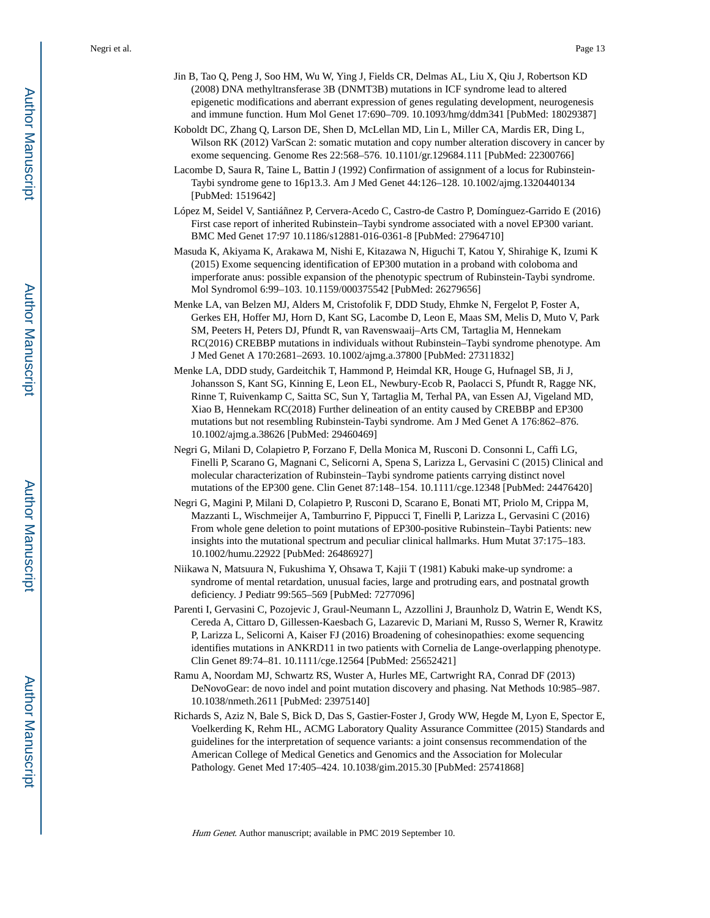Jin B, Tao Q, Peng J, Soo HM, Wu W, Ying J, Fields CR, Delmas AL, Liu X, Qiu J, Robertson KD (2008) DNA methyltransferase 3B (DNMT3B) mutations in ICF syndrome lead to altered epigenetic modifications and aberrant expression of genes regulating development, neurogenesis and immune function. Hum Mol Genet 17:690–709. 10.1093/hmg/ddm341 [PubMed: 18029387]

Koboldt DC, Zhang Q, Larson DE, Shen D, McLellan MD, Lin L, Miller CA, Mardis ER, Ding L, Wilson RK (2012) VarScan 2: somatic mutation and copy number alteration discovery in cancer by exome sequencing. Genome Res 22:568–576. 10.1101/gr.129684.111 [PubMed: 22300766]

Lacombe D, Saura R, Taine L, Battin J (1992) Confirmation of assignment of a locus for Rubinstein-Taybi syndrome gene to 16p13.3. Am J Med Genet 44:126–128. 10.1002/ajmg.1320440134 [PubMed: 1519642]

López M, Seidel V, Santiáñnez P, Cervera-Acedo C, Castro-de Castro P, Domínguez-Garrido E (2016) First case report of inherited Rubinstein–Taybi syndrome associated with a novel EP300 variant. BMC Med Genet 17:97 10.1186/s12881-016-0361-8 [PubMed: 27964710]

Masuda K, Akiyama K, Arakawa M, Nishi E, Kitazawa N, Higuchi T, Katou Y, Shirahige K, Izumi K (2015) Exome sequencing identification of EP300 mutation in a proband with coloboma and imperforate anus: possible expansion of the phenotypic spectrum of Rubinstein-Taybi syndrome. Mol Syndromol 6:99–103. 10.1159/000375542 [PubMed: 26279656]

Menke LA, van Belzen MJ, Alders M, Cristofolik F, DDD Study, Ehmke N, Fergelot P, Foster A, Gerkes EH, Hoffer MJ, Horn D, Kant SG, Lacombe D, Leon E, Maas SM, Melis D, Muto V, Park SM, Peeters H, Peters DJ, Pfundt R, van Ravenswaaij–Arts CM, Tartaglia M, Hennekam RC(2016) CREBBP mutations in individuals without Rubinstein–Taybi syndrome phenotype. Am J Med Genet A 170:2681–2693. 10.1002/ajmg.a.37800 [PubMed: 27311832]

Menke LA, DDD study, Gardeitchik T, Hammond P, Heimdal KR, Houge G, Hufnagel SB, Ji J, Johansson S, Kant SG, Kinning E, Leon EL, Newbury-Ecob R, Paolacci S, Pfundt R, Ragge NK, Rinne T, Ruivenkamp C, Saitta SC, Sun Y, Tartaglia M, Terhal PA, van Essen AJ, Vigeland MD, Xiao B, Hennekam RC(2018) Further delineation of an entity caused by CREBBP and EP300 mutations but not resembling Rubinstein-Taybi syndrome. Am J Med Genet A 176:862–876. 10.1002/ajmg.a.38626 [PubMed: 29460469]

Negri G, Milani D, Colapietro P, Forzano F, Della Monica M, Rusconi D. Consonni L, Caffi LG, Finelli P, Scarano G, Magnani C, Selicorni A, Spena S, Larizza L, Gervasini C (2015) Clinical and molecular characterization of Rubinstein–Taybi syndrome patients carrying distinct novel mutations of the EP300 gene. Clin Genet 87:148–154. 10.1111/cge.12348 [PubMed: 24476420]

Negri G, Magini P, Milani D, Colapietro P, Rusconi D, Scarano E, Bonati MT, Priolo M, Crippa M, Mazzanti L, Wischmeijer A, Tamburrino F, Pippucci T, Finelli P, Larizza L, Gervasini C (2016) From whole gene deletion to point mutations of EP300-positive Rubinstein–Taybi Patients: new insights into the mutational spectrum and peculiar clinical hallmarks. Hum Mutat 37:175–183. 10.1002/humu.22922 [PubMed: 26486927]

Niikawa N, Matsuura N, Fukushima Y, Ohsawa T, Kajii T (1981) Kabuki make-up syndrome: a syndrome of mental retardation, unusual facies, large and protruding ears, and postnatal growth deficiency. J Pediatr 99:565–569 [PubMed: 7277096]

Parenti I, Gervasini C, Pozojevic J, Graul-Neumann L, Azzollini J, Braunholz D, Watrin E, Wendt KS, Cereda A, Cittaro D, Gillessen-Kaesbach G, Lazarevic D, Mariani M, Russo S, Werner R, Krawitz P, Larizza L, Selicorni A, Kaiser FJ (2016) Broadening of cohesinopathies: exome sequencing identifies mutations in ANKRD11 in two patients with Cornelia de Lange-overlapping phenotype. Clin Genet 89:74–81. 10.1111/cge.12564 [PubMed: 25652421]

Ramu A, Noordam MJ, Schwartz RS, Wuster A, Hurles ME, Cartwright RA, Conrad DF (2013) DeNovoGear: de novo indel and point mutation discovery and phasing. Nat Methods 10:985–987. 10.1038/nmeth.2611 [PubMed: 23975140]

Richards S, Aziz N, Bale S, Bick D, Das S, Gastier-Foster J, Grody WW, Hegde M, Lyon E, Spector E, Voelkerding K, Rehm HL, ACMG Laboratory Quality Assurance Committee (2015) Standards and guidelines for the interpretation of sequence variants: a joint consensus recommendation of the American College of Medical Genetics and Genomics and the Association for Molecular Pathology. Genet Med 17:405–424. 10.1038/gim.2015.30 [PubMed: 25741868]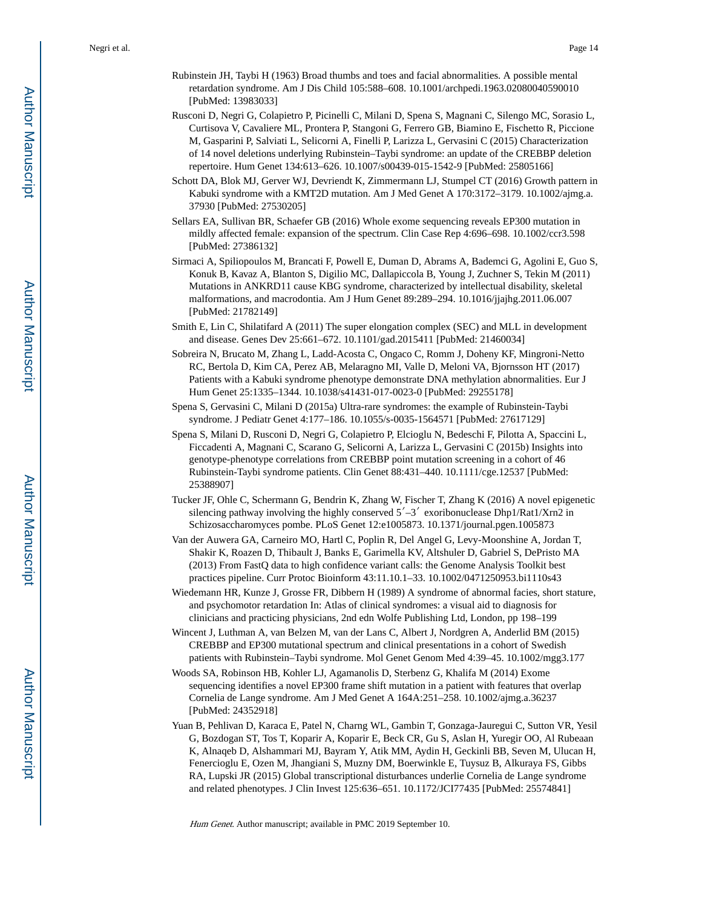Rubinstein JH, Taybi H (1963) Broad thumbs and toes and facial abnormalities. A possible mental retardation syndrome. Am J Dis Child 105:588–608. 10.1001/archpedi.1963.02080040590010 [PubMed: 13983033]

Rusconi D, Negri G, Colapietro P, Picinelli C, Milani D, Spena S, Magnani C, Silengo MC, Sorasio L, Curtisova V, Cavaliere ML, Prontera P, Stangoni G, Ferrero GB, Biamino E, Fischetto R, Piccione M, Gasparini P, Salviati L, Selicorni A, Finelli P, Larizza L, Gervasini C (2015) Characterization of 14 novel deletions underlying Rubinstein–Taybi syndrome: an update of the CREBBP deletion repertoire. Hum Genet 134:613–626. 10.1007/s00439-015-1542-9 [PubMed: 25805166]

Schott DA, Blok MJ, Gerver WJ, Devriendt K, Zimmermann LJ, Stumpel CT (2016) Growth pattern in Kabuki syndrome with a KMT2D mutation. Am J Med Genet A 170:3172–3179. 10.1002/ajmg.a.37930 [PubMed: 27530205]

Sellars EA, Sullivan BR, Schaefer GB (2016) Whole exome sequencing reveals EP300 mutation in mildly affected female: expansion of the spectrum. Clin Case Rep 4:696–698. 10.1002/ccr3.598 [PubMed: 27386132]

Sirmaci A, Spiliopoulos M, Brancati F, Powell E, Duman D, Abrams A, Bademci G, Agolini E, Guo S, Konuk B, Kavaz A, Blanton S, Digilio MC, Dallapiccola B, Young J, Zuchner S, Tekin M (2011) Mutations in ANKRD11 cause KBG syndrome, characterized by intellectual disability, skeletal malformations, and macrodontia. Am J Hum Genet 89:289–294. 10.1016/jjajhg.2011.06.007 [PubMed: 21782149]

Smith E, Lin C, Shilatifard A (2011) The super elongation complex (SEC) and MLL in development and disease. Genes Dev 25:661–672. 10.1101/gad.2015411 [PubMed: 21460034]

Sobreira N, Brucato M, Zhang L, Ladd-Acosta C, Ongaco C, Romm J, Doheny KF, Mingroni-Netto RC, Bertola D, Kim CA, Perez AB, Melaragno MI, Valle D, Meloni VA, Bjornsson HT (2017) Patients with a Kabuki syndrome phenotype demonstrate DNA methylation abnormalities. Eur J Hum Genet 25:1335–1344. 10.1038/s41431-017-0023-0 [PubMed: 29255178]

Spena S, Gervasini C, Milani D (2015a) Ultra-rare syndromes: the example of Rubinstein-Taybi syndrome. J Pediatr Genet 4:177–186. 10.1055/s-0035-1564571 [PubMed: 27617129]

Spena S, Milani D, Rusconi D, Negri G, Colapietro P, Elcioglu N, Bedeschi F, Pilotta A, Spaccini L, Ficcadenti A, Magnani C, Scarano G, Selicorni A, Larizza L, Gervasini C (2015b) Insights into genotype-phenotype correlations from CREBBP point mutation screening in a cohort of 46 Rubinstein-Taybi syndrome patients. Clin Genet 88:431–440. 10.1111/cge.12537 [PubMed: 25388907]

Tucker JF, Ohle C, Schermann G, Bendrin K, Zhang W, Fischer T, Zhang K (2016) A novel epigenetic silencing pathway involving the highly conserved 5′–3′ exoribonuclease Dhp1/Rat1/Xrn2 in Schizosaccharomyces pombe. PLoS Genet 12:e1005873. 10.1371/journal.pgen.1005873

Van der Auwera GA, Carneiro MO, Hartl C, Poplin R, Del Angel G, Levy-Moonshine A, Jordan T, Shakir K, Roazen D, Thibault J, Banks E, Garimella KV, Altshuler D, Gabriel S, DePristo MA (2013) From FastQ data to high confidence variant calls: the Genome Analysis Toolkit best practices pipeline. Curr Protoc Bioinform 43:11.10.1–33. 10.1002/0471250953.bi1110s43

Wiedemann HR, Kunze J, Grosse FR, Dibbern H (1989) A syndrome of abnormal facies, short stature, and psychomotor retardation In: Atlas of clinical syndromes: a visual aid to diagnosis for clinicians and practicing physicians, 2nd edn Wolfe Publishing Ltd, London, pp 198–199

Wincent J, Luthman A, van Belzen M, van der Lans C, Albert J, Nordgren A, Anderlid BM (2015) CREBBP and EP300 mutational spectrum and clinical presentations in a cohort of Swedish patients with Rubinstein–Taybi syndrome. Mol Genet Genom Med 4:39–45. 10.1002/mgg3.177

Woods SA, Robinson HB, Kohler LJ, Agamanolis D, Sterbenz G, Khalifa M (2014) Exome sequencing identifies a novel EP300 frame shift mutation in a patient with features that overlap Cornelia de Lange syndrome. Am J Med Genet A 164A:251–258. 10.1002/ajmg.a.36237 [PubMed: 24352918]

Yuan B, Pehlivan D, Karaca E, Patel N, Charng WL, Gambin T, Gonzaga-Jauregui C, Sutton VR, Yesil G, Bozdogan ST, Tos T, Koparir A, Koparir E, Beck CR, Gu S, Aslan H, Yuregir OO, Al Rubeaan K, Alnaqeb D, Alshammari MJ, Bayram Y, Atik MM, Aydin H, Geckinli BB, Seven M, Ulucan H, Fenercioglu E, Ozen M, Jhangiani S, Muzny DM, Boerwinkle E, Tuysuz B, Alkuraya FS, Gibbs RA, Lupski JR (2015) Global transcriptional disturbances underlie Cornelia de Lange syndrome and related phenotypes. J Clin Invest 125:636–651. 10.1172/JCI77435 [PubMed: 25574841]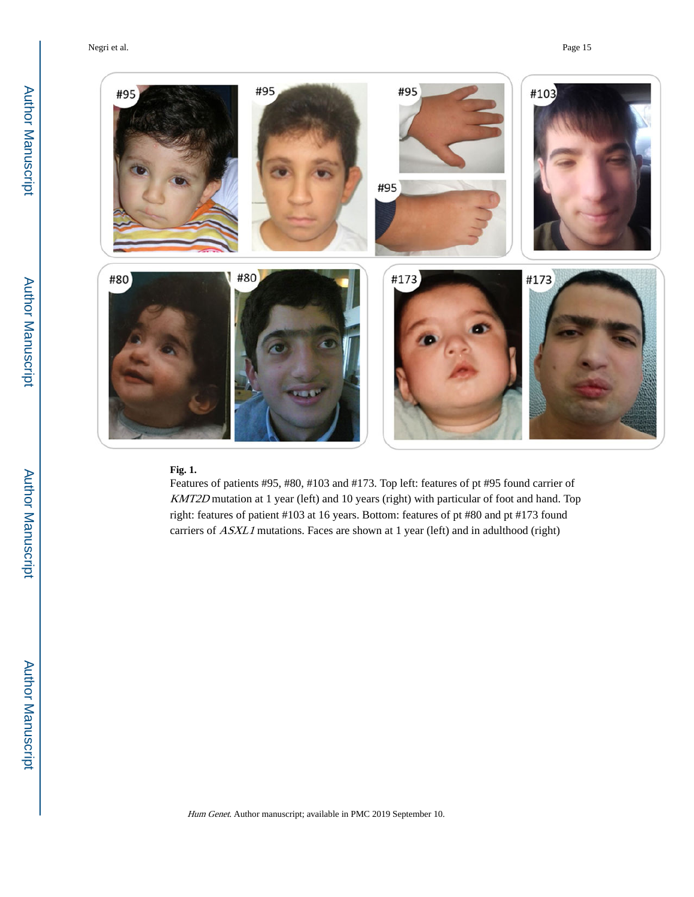**Fig. 1.**

Features of patients #95, #80, #103 and #173. Top left: features of pt #95 found carrier of *KMT2D* mutation at 1 year (left) and 10 years (right) with particular of foot and hand. Top right: features of patient #103 at 16 years. Bottom: features of pt #80 and pt #173 found carriers of *ASXL1* mutations. Faces are shown at 1 year (left) and in adulthood (right)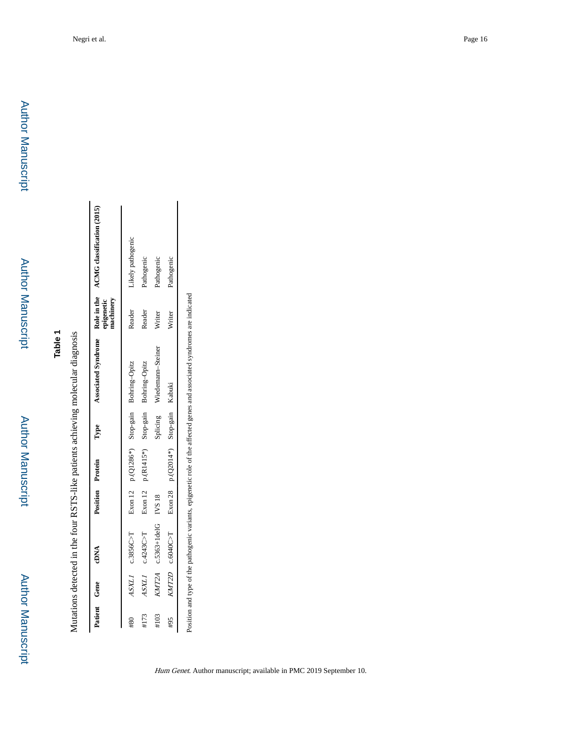# Table 1

Mutations detected in the four RSTS-like patients achieving molecular diagnosis

| Patient | Gene | cDNA | Position | Protein | Type | Associated Syndrome | Role in the epigenetic machinery | ACMG classification (2015) |
|---|---|---|---|---|---|---|---|---|
| #80 | *ASXL1* | c.3856C>T | Exon 12 | p.(Q1286*) | Stop-gain | Bohring–Opitz | Reader | Likely pathogenic |
| #173 | *ASXL1* | c.4243C>T | Exon 12 | p.(R1415*) | Stop-gain | Bohring–Opitz | Reader | Pathogenic |
| #103 | *KMT2A* | c.5363+1delG | IVS 18 | | Splicing | Wiedemann–Steiner | Writer | Pathogenic |
| #95 | *KMT2D* | c.6040C>T | Exon 28 | p.(Q2014*) | Stop-gain | Kabuki | Writer | Pathogenic |

Position and type of the pathogenic variants, epigenetic role of the affected genes and associated syndromes are indicated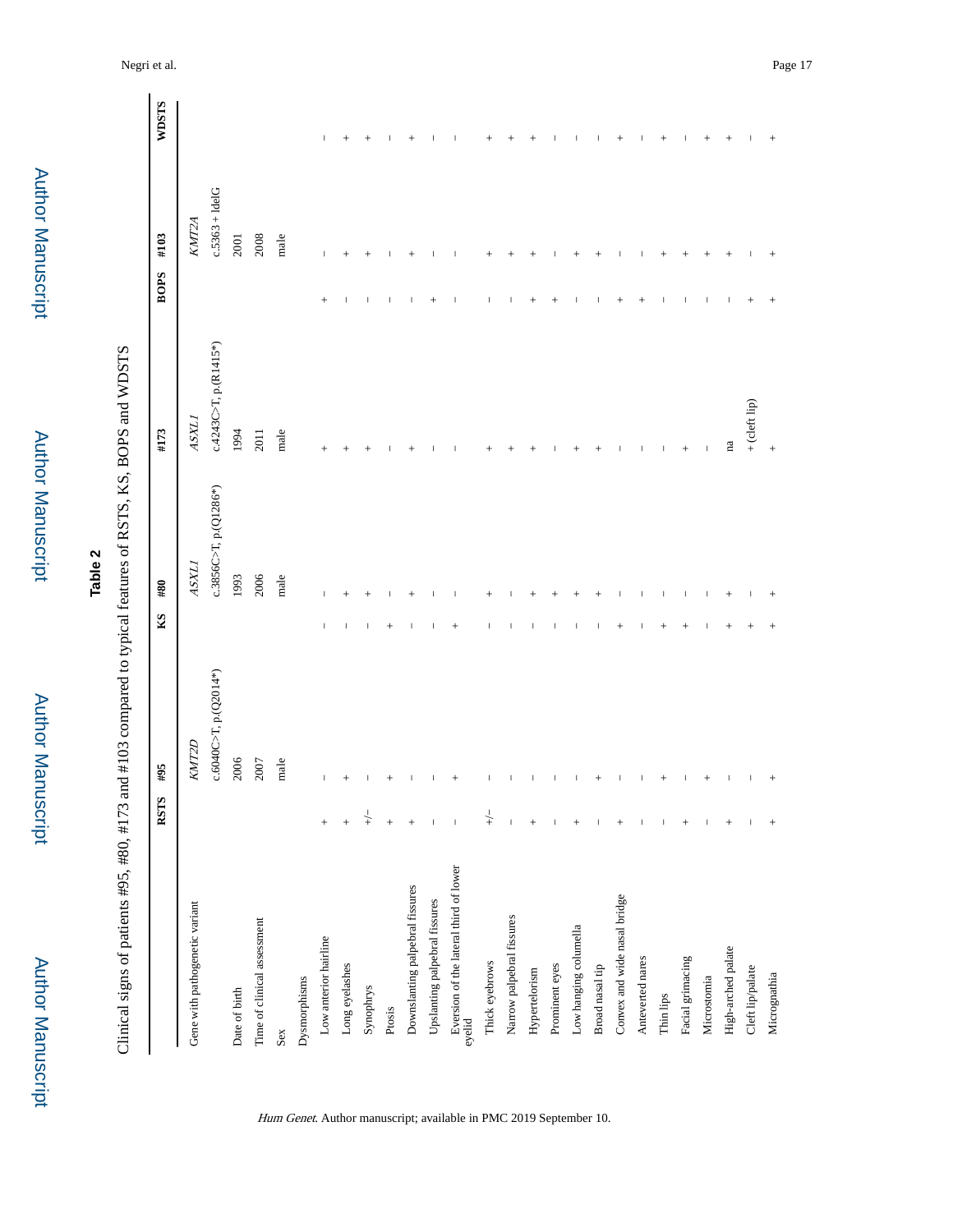**Table 2**

Clinical signs of patients #95, #80, #173 and #103 compared to typical features of RSTS, KS, BOPS and WDSTS

| | RSTS | #95 | KS | #80 | #173 | BOPS | #103 | WDSTS |
|---|---|---|---|---|---|---|---|---|
| Gene with pathogenetic variant | | *KMT2D* | | *ASXL1* | *ASXL1* | | *KMT2A* | |
| | | c.6040C>T, p.(Q2014*) | | c.3856C>T, p.(Q1286*) | c.4243C>T, p.(R1415*) | | c.5363 + 1delG | |
| Date of birth | | 2006 | | 1993 | 1994 | | 2001 | |
| Time of clinical assessment | | 2007 | | 2006 | 2011 | | 2008 | |
| Sex | | male | | male | male | | male | |
| Dysmorphisms | | | | | | | | |
| Low anterior hairline | + | – | – | – | + | + | – | – |
| Long eyelashes | + | + | – | + | + | – | + | + |
| Synophrys | +/– | – | – | + | + | – | + | + |
| Ptosis | + | + | + | – | – | – | – | – |
| Downslanting palpebral fissures | + | – | – | + | + | – | + | + |
| Upslanting palpebral fissures | – | – | – | – | – | + | – | – |
| Eversion of the lateral third of lower eyelid | – | + | + | – | – | – | – | – |
| Thick eyebrows | +/– | – | – | + | + | – | + | + |
| Narrow palpebral fissures | – | – | – | – | + | – | + | + |
| Hypertelorism | + | – | – | + | + | + | + | + |
| Prominent eyes | – | – | – | + | – | + | – | – |
| Low hanging columella | + | – | – | + | + | – | + | – |
| Broad nasal tip | – | + | – | + | + | – | + | – |
| Convex and wide nasal bridge | + | – | + | – | – | + | – | + |
| Anteverted nares | – | – | – | – | – | + | – | – |
| Thin lips | – | + | + | – | – | – | + | + |
| Facial grimacing | + | – | + | – | + | – | + | – |
| Microstomia | – | + | – | – | – | – | + | + |
| High-arched palate | + | – | + | + | na | – | + | + |
| Cleft lip/palate | – | – | + | – | + (cleft lip) | + | – | – |
| Micrognathia | + | + | + | + | + | + | + | + |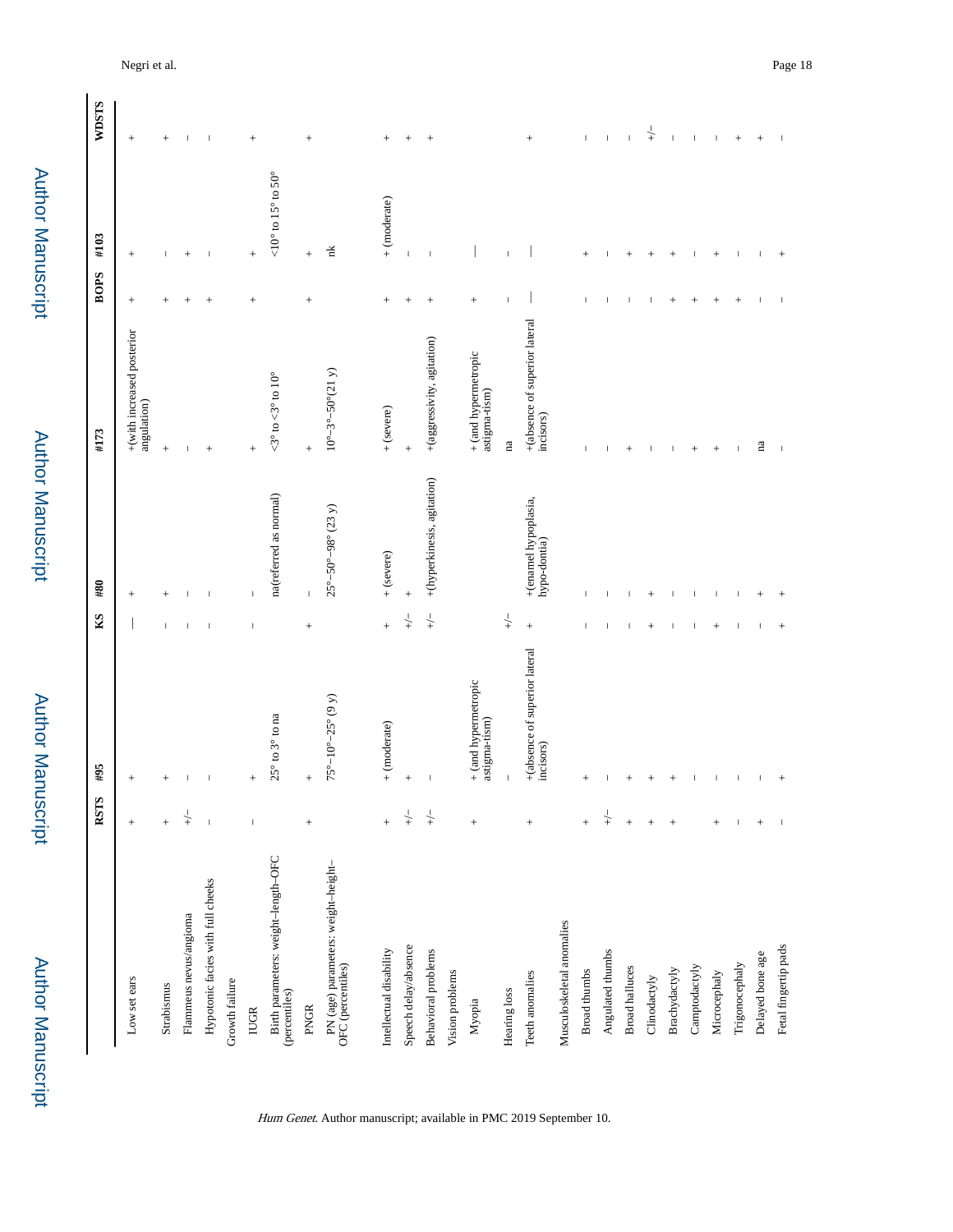| | RSTS | #95 | KS | #80 | #173 | BOPS | #103 | WDSTS |
|---|---|---|---|---|---|---|---|---|
| Low set ears | + | + | — | + | +(with increased posterior angulation) | + | + | + |
| Strabismus | + | + | – | + | + | + | – | + |
| Flammeus nevus/angioma | +/– | – | – | – | – | + | + | – |
| Hypotonic facies with full cheeks | – | – | – | – | + | + | – | – |
| Growth failure | | | | | | | | |
| IUGR | – | + | – | – | + | + | + | + |
| Birth parameters: weight–length–OFC (percentiles) | | 25° to 3° to na | | na(referred as normal) | <3° to <3° to 10° | | <10° to 15° to 50° | |
| PNGR | + | + | + | – | + | + | + | + |
| PN (age) parameters: weight–height–OFC (percentiles) | | 75°–10°–25° (9 y) | | 25°–50°–98° (23 y) | 10°–3°–50°(21 y) | | nk | |
| Intellectual disability | + | + (moderate) | + | + (severe) | + (severe) | + | + (moderate) | + |
| Speech delay/absence | +/– | + | +/– | + | + | + | – | + |
| Behavioral problems | +/– | – | +/– | +(hyperkinesis, agitation) | +(aggressivity, agitation) | + | – | + |
| Vision problems | | | | | | | | |
| Myopia | + | + (and hypermetropic astigma-tism) | | | + (and hypermetropic astigma-tism) | + | — | |
| Hearing loss | | – | +/– | | na | – | – | |
| Teeth anomalies | + | +(absence of superior lateral incisors) | + | +(enamel hypoplasia, hypo-dontia) | +(absence of superior lateral incisors) | — | — | + |
| Musculoskeletal anomalies | | | | | | | | |
| Broad thumbs | + | + | – | – | – | – | + | – |
| Angulated thumbs | +/– | – | – | – | – | – | – | – |
| Broad halluces | + | + | – | – | + | – | + | – |
| Clinodactyly | + | + | + | + | – | – | + | +/– |
| Brachydactyly | + | + | – | – | – | + | + | – |
| Camptodactyly | | – | – | – | + | + | – | – |
| Microcephaly | + | – | + | – | + | + | + | – |
| Trigonocephaly | – | – | – | – | – | + | – | + |
| Delayed bone age | + | – | – | + | na | – | – | + |
| Fetal fingertip pads | – | + | + | + | – | – | + | – |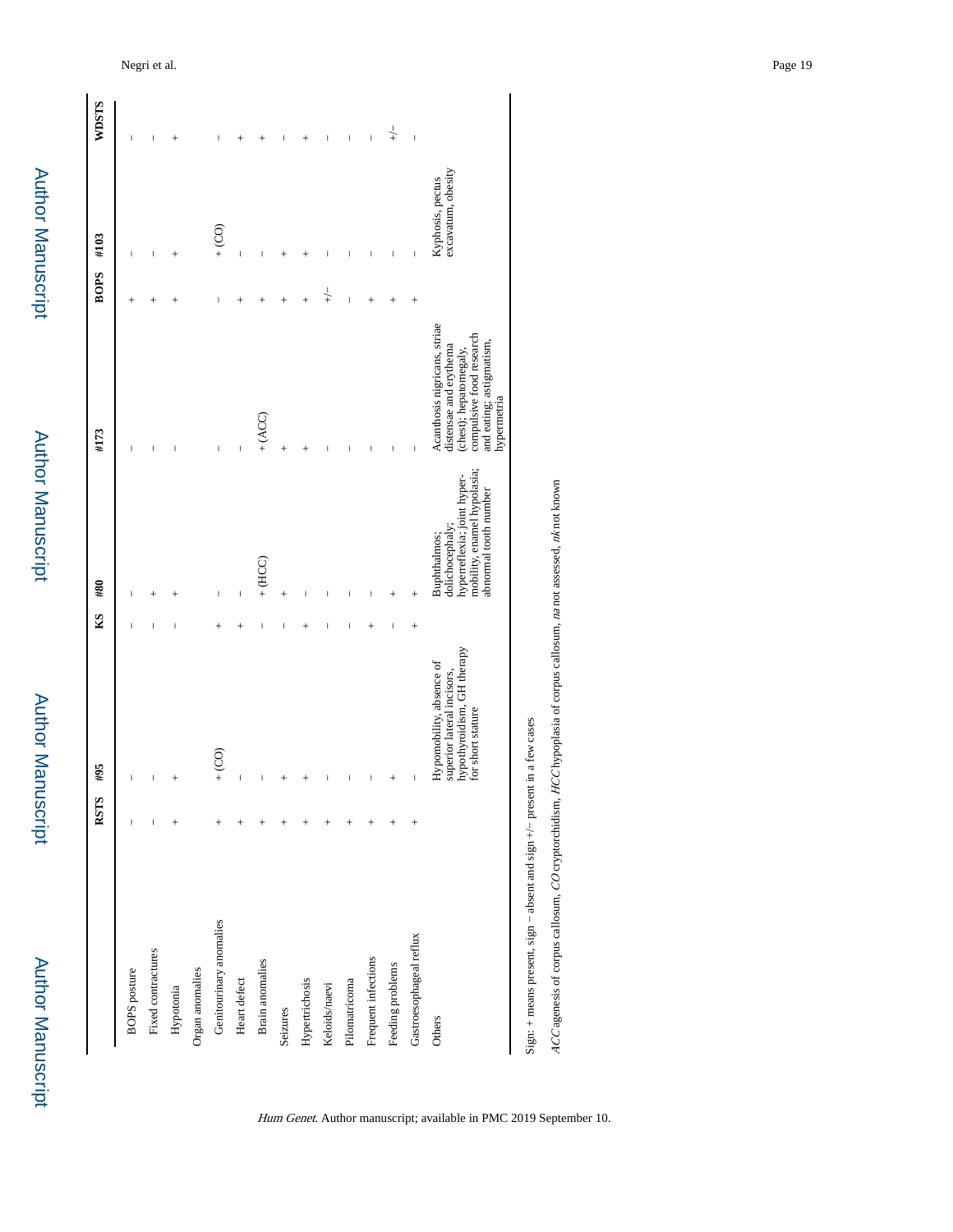| | RSTS | #95 | KS | #80 | #173 | BOPS | #103 | WDSTS |
|---|---|---|---|---|---|---|---|---|
| BOPS posture | – | – | – | – | – | + | – | – |
| Fixed contractures | – | – | – | + | – | + | – | – |
| Hypotonia | + | + | – | + | – | + | + | + |
| Organ anomalies | | | | | | | | |
| Genitourinary anomalies | + | + (CO) | + | – | – | – | + (CO) | – |
| Heart defect | + | – | + | – | – | + | – | + |
| Brain anomalies | + | – | – | + (HCC) | + (ACC) | + | – | + |
| Seizures | + | + | – | + | + | + | + | – |
| Hypertrichosis | + | + | + | – | + | + | + | + |
| Keloids/naevi | + | – | – | – | – | +/– | – | – |
| Pilomatricoma | + | – | – | – | – | – | – | – |
| Frequent infections | + | – | + | – | – | + | – | – |
| Feeding problems | + | + | – | + | – | + | – | +/– |
| Gastroesophageal reflux | + | – | + | + | – | + | – | – |
| Others | | Hypomobility, absence of superior lateral incisors, hypothyroidism, GH therapy for short stature | | Buphthalmos; dolichocephaly; hyperreflexia; joint hyper-mobility, enamel hypolasia; abnormal tooth number | Acanthosis nigricans, striae distensae and erythema (chest); hepatomegaly, compulsive food research and eating; astigmatism, hypermetria | | Kyphosis, pectus excavatum, obesity | |

Sign: + means present, sign – absent and sign +/– present in a few cases

*ACC* agenesis of corpus callosum, *CO* cryptorchidism, *HCC* hypoplasia of corpus callosum, *na* not assessed, *nk* not known